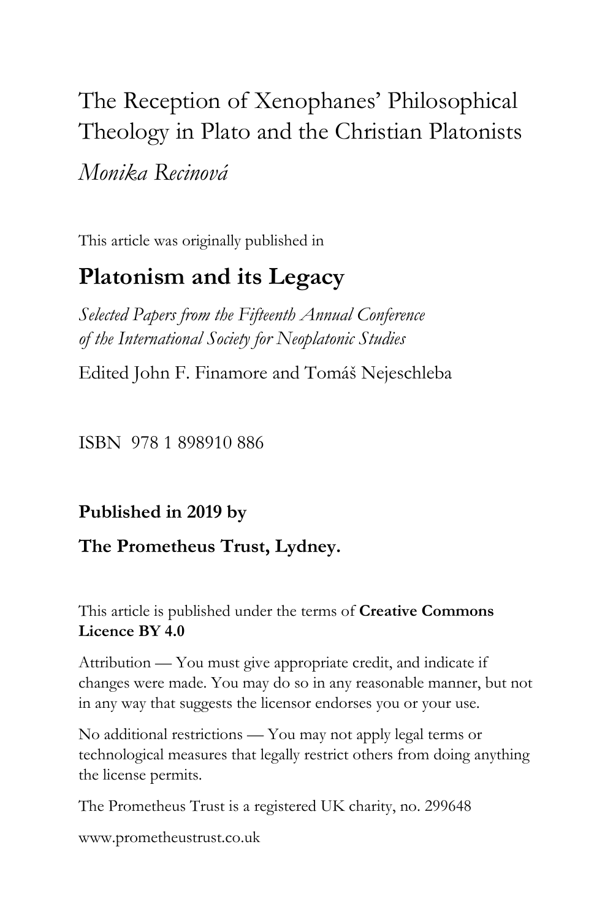# The Reception of Xenophanes' Philosophical Theology in Plato and the Christian Platonists

*Monika Recinová*

This article was originally published in

## Platonism and its Legacy

*Selected Papers from the Fifteenth Annual Conference of the International Society for Neoplatonic Studies*

Edited John F. Finamore and Tomáš Nejeschleba

ISBN 978 1 898910 886

**Published in 2019 by**

**The Prometheus Trust, Lydney.**

This article is published under the terms of **Creative Commons Licence BY 4.0**

Attribution — You must give appropriate credit, and indicate if changes were made. You may do so in any reasonable manner, but not in any way that suggests the licensor endorses you or your use.

No additional restrictions — You may not apply legal terms or technological measures that legally restrict others from doing anything the license permits.

The Prometheus Trust is a registered UK charity, no. 299648

www.prometheustrust.co.uk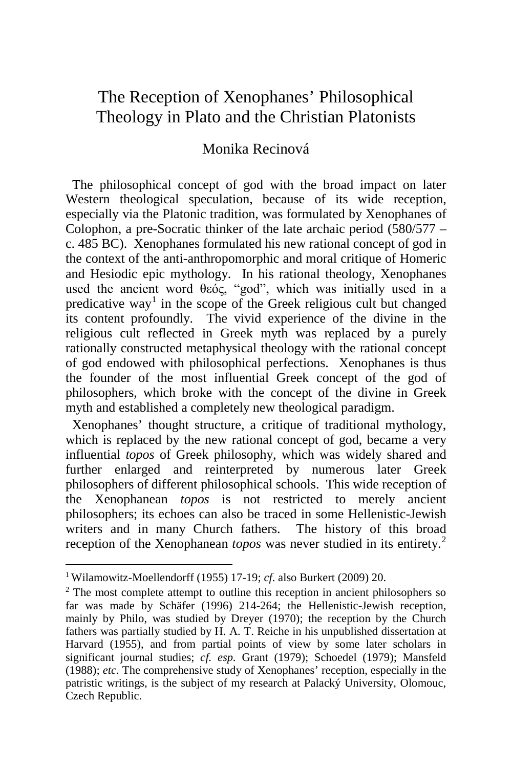# The Reception of Xenophanes' Philosophical Theology in Plato and the Christian Platonists

## Monika Recinová

The philosophical concept of god with the broad impact on later Western theological speculation, because of its wide reception, especially via the Platonic tradition, was formulated by Xenophanes of Colophon, a pre-Socratic thinker of the late archaic period (580/577 – c. 485 BC). Xenophanes formulated his new rational concept of god in the context of the anti-anthropomorphic and moral critique of Homeric and Hesiodic epic mythology. In his rational theology, Xenophanes used the ancient word θεός, "god", which was initially used in a predicative way[1] in the scope of the Greek religious cult but changed its content profoundly. The vivid experience of the divine in the religious cult reflected in Greek myth was replaced by a purely rationally constructed metaphysical theology with the rational concept of god endowed with philosophical perfections. Xenophanes is thus the founder of the most influential Greek concept of the god of philosophers, which broke with the concept of the divine in Greek myth and established a completely new theological paradigm.

Xenophanes' thought structure, a critique of traditional mythology, which is replaced by the new rational concept of god, became a very influential *topos* of Greek philosophy, which was widely shared and further enlarged and reinterpreted by numerous later Greek philosophers of different philosophical schools. This wide reception of the Xenophanean *topos* is not restricted to merely ancient philosophers; its echoes can also be traced in some Hellenistic-Jewish writers and in many Church fathers. The history of this broad reception of the Xenophanean *topos* was never studied in its entirety.[2]

---

[1] Wilamowitz-Moellendorff (1955) 17-19; *cf.* also Burkert (2009) 20.

[2] The most complete attempt to outline this reception in ancient philosophers so far was made by Schäfer (1996) 214-264; the Hellenistic-Jewish reception, mainly by Philo, was studied by Dreyer (1970); the reception by the Church fathers was partially studied by H. A. T. Reiche in his unpublished dissertation at Harvard (1955), and from partial points of view by some later scholars in significant journal studies; *cf. esp.* Grant (1979); Schoedel (1979); Mansfeld (1988); *etc*. The comprehensive study of Xenophanes' reception, especially in the patristic writings, is the subject of my research at Palacký University, Olomouc, Czech Republic.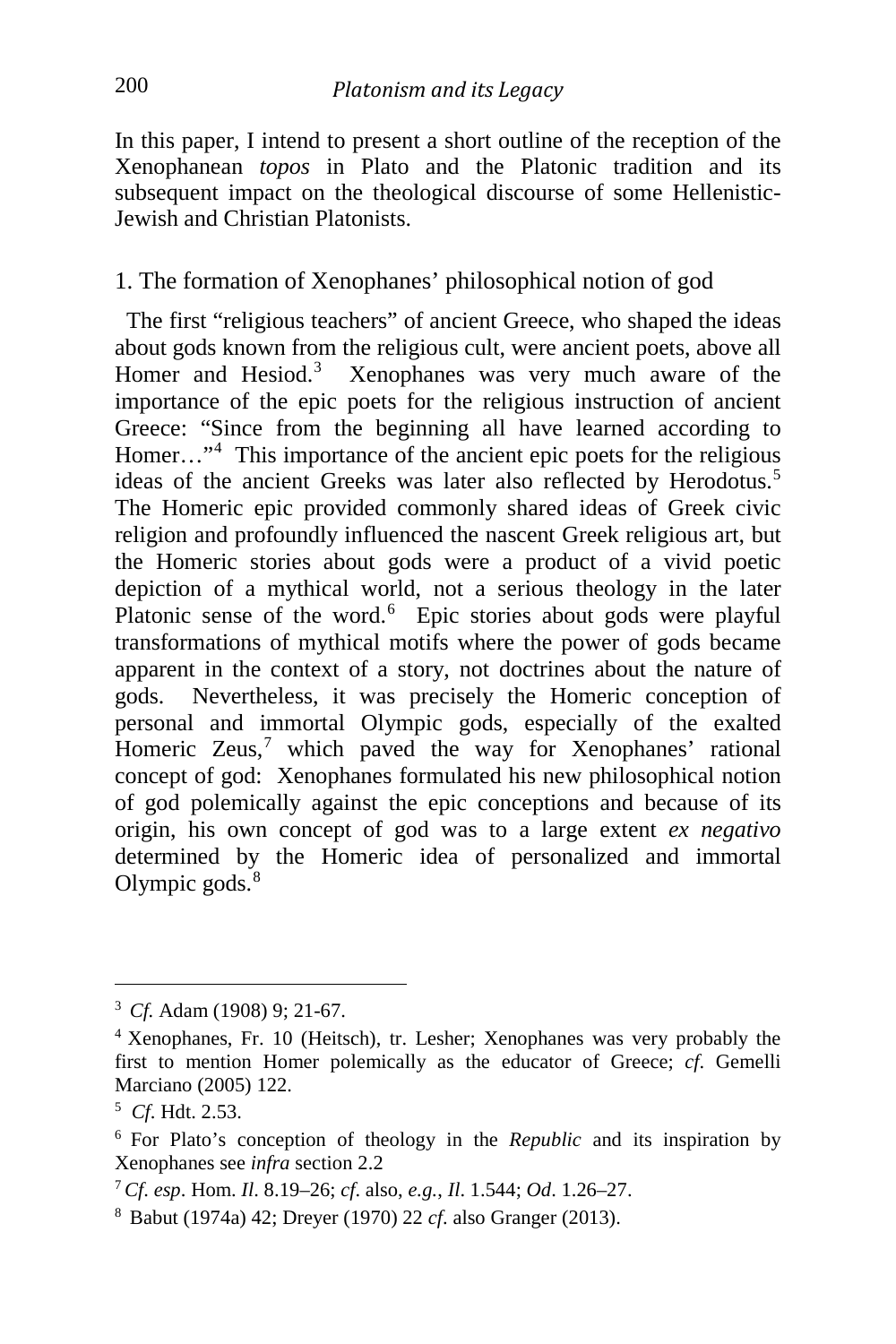In this paper, I intend to present a short outline of the reception of the Xenophanean *topos* in Plato and the Platonic tradition and its subsequent impact on the theological discourse of some Hellenistic-Jewish and Christian Platonists.

## 1. The formation of Xenophanes' philosophical notion of god

The first "religious teachers" of ancient Greece, who shaped the ideas about gods known from the religious cult, were ancient poets, above all Homer and Hesiod.[3] Xenophanes was very much aware of the importance of the epic poets for the religious instruction of ancient Greece: "Since from the beginning all have learned according to Homer…"[4] This importance of the ancient epic poets for the religious ideas of the ancient Greeks was later also reflected by Herodotus.[5] The Homeric epic provided commonly shared ideas of Greek civic religion and profoundly influenced the nascent Greek religious art, but the Homeric stories about gods were a product of a vivid poetic depiction of a mythical world, not a serious theology in the later Platonic sense of the word.[6] Epic stories about gods were playful transformations of mythical motifs where the power of gods became apparent in the context of a story, not doctrines about the nature of gods. Nevertheless, it was precisely the Homeric conception of personal and immortal Olympic gods, especially of the exalted Homeric Zeus,[7] which paved the way for Xenophanes' rational concept of god: Xenophanes formulated his new philosophical notion of god polemically against the epic conceptions and because of its origin, his own concept of god was to a large extent *ex negativo* determined by the Homeric idea of personalized and immortal Olympic gods.[8]

---

[3] *Cf.* Adam (1908) 9; 21-67.

[4] Xenophanes, Fr. 10 (Heitsch), tr. Lesher; Xenophanes was very probably the first to mention Homer polemically as the educator of Greece; *cf*. Gemelli Marciano (2005) 122.

[5] *Cf*. Hdt. 2.53.

[6] For Plato's conception of theology in the *Republic* and its inspiration by Xenophanes see *infra* section 2.2

[7] *Cf. esp*. Hom. *Il*. 8.19–26; *cf*. also, *e.g.*, *Il*. 1.544; *Od*. 1.26–27.

[8] Babut (1974a) 42; Dreyer (1970) 22 *cf*. also Granger (2013).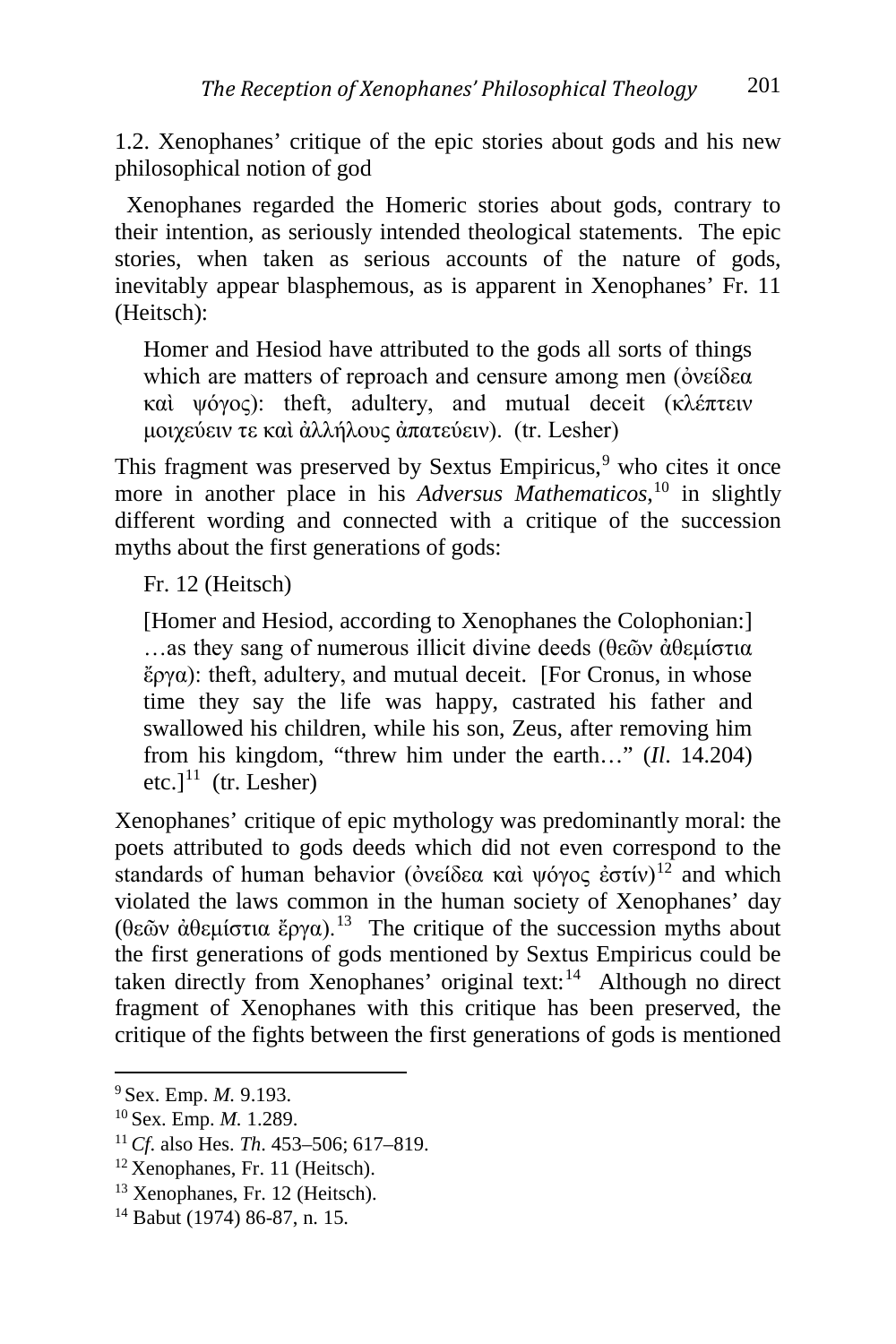### 1.2. Xenophanes' critique of the epic stories about gods and his new philosophical notion of god

Xenophanes regarded the Homeric stories about gods, contrary to their intention, as seriously intended theological statements. The epic stories, when taken as serious accounts of the nature of gods, inevitably appear blasphemous, as is apparent in Xenophanes' Fr. 11 (Heitsch):

> Homer and Hesiod have attributed to the gods all sorts of things which are matters of reproach and censure among men (ὀνείδεα καὶ ψόγος): theft, adultery, and mutual deceit (κλέπτειν μοιχεύειν τε καὶ ἀλλήλους ἀπατεύειν). (tr. Lesher)

This fragment was preserved by Sextus Empiricus,[9] who cites it once more in another place in his *Adversus Mathematicos*,[10] in slightly different wording and connected with a critique of the succession myths about the first generations of gods:

> Fr. 12 (Heitsch)
>
> [Homer and Hesiod, according to Xenophanes the Colophonian:] …as they sang of numerous illicit divine deeds (θεῶν ἀθεμίστια ἔργα): theft, adultery, and mutual deceit. [For Cronus, in whose time they say the life was happy, castrated his father and swallowed his children, while his son, Zeus, after removing him from his kingdom, "threw him under the earth…" (*Il*. 14.204) etc.][11] (tr. Lesher)

Xenophanes' critique of epic mythology was predominantly moral: the poets attributed to gods deeds which did not even correspond to the standards of human behavior (ὀνείδεα καὶ ψόγος ἐστίν)[12] and which violated the laws common in the human society of Xenophanes' day (θεῶν ἀθεμίστια ἔργα).[13] The critique of the succession myths about the first generations of gods mentioned by Sextus Empiricus could be taken directly from Xenophanes' original text:[14] Although no direct fragment of Xenophanes with this critique has been preserved, the critique of the fights between the first generations of gods is mentioned

---

[9] Sex. Emp. *M.* 9.193.

[10] Sex. Emp. *M.* 1.289.

[11] *Cf.* also Hes. *Th*. 453–506; 617–819.

[12] Xenophanes, Fr. 11 (Heitsch).

[13] Xenophanes, Fr. 12 (Heitsch).

[14] Babut (1974) 86-87, n. 15.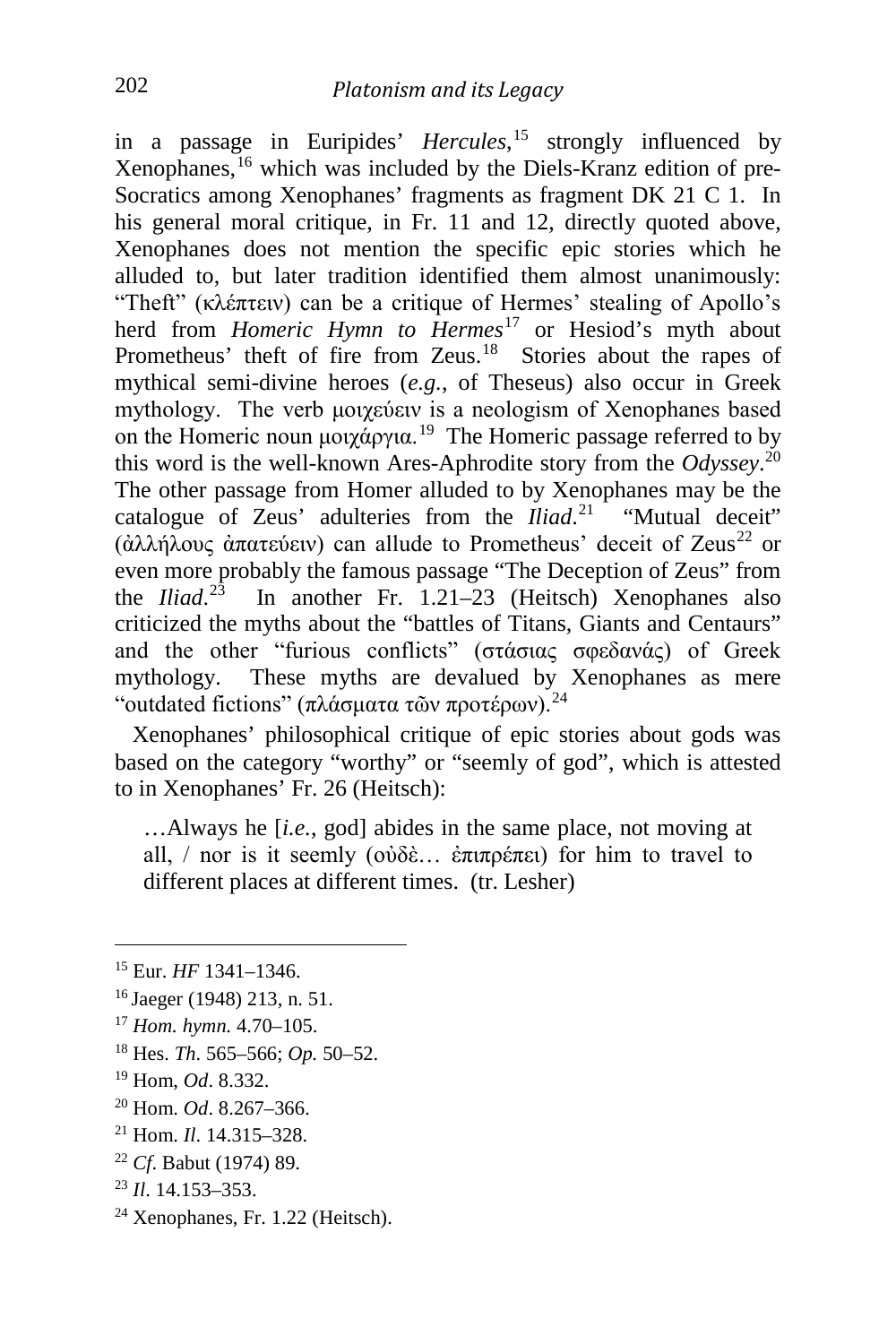in a passage in Euripides' *Hercules*,[15] strongly influenced by Xenophanes,[16] which was included by the Diels-Kranz edition of pre-Socratics among Xenophanes' fragments as fragment DK 21 C 1. In his general moral critique, in Fr. 11 and 12, directly quoted above, Xenophanes does not mention the specific epic stories which he alluded to, but later tradition identified them almost unanimously: "Theft" (κλέπτειν) can be a critique of Hermes' stealing of Apollo's herd from *Homeric Hymn to Hermes*[17] or Hesiod's myth about Prometheus' theft of fire from Zeus.[18] Stories about the rapes of mythical semi-divine heroes (*e.g.*, of Theseus) also occur in Greek mythology. The verb μοιχεύειν is a neologism of Xenophanes based on the Homeric noun μοιχάργια.[19] The Homeric passage referred to by this word is the well-known Ares-Aphrodite story from the *Odyssey*.[20] The other passage from Homer alluded to by Xenophanes may be the catalogue of Zeus' adulteries from the *Iliad*.[21] "Mutual deceit" (ἀλλήλους ἀπατεύειν) can allude to Prometheus' deceit of Zeus[22] or even more probably the famous passage "The Deception of Zeus" from the *Iliad*.[23] In another Fr. 1.21–23 (Heitsch) Xenophanes also criticized the myths about the "battles of Titans, Giants and Centaurs" and the other "furious conflicts" (στάσιας σφεδανάς) of Greek mythology. These myths are devalued by Xenophanes as mere "outdated fictions" (πλάσματα τῶν προτέρων).[24]

Xenophanes' philosophical critique of epic stories about gods was based on the category "worthy" or "seemly of god", which is attested to in Xenophanes' Fr. 26 (Heitsch):

> …Always he [*i.e.*, god] abides in the same place, not moving at all, / nor is it seemly (οὐδὲ… ἐπιπρέπει) for him to travel to different places at different times. (tr. Lesher)

---

[15] Eur. *HF* 1341–1346.

[16] Jaeger (1948) 213, n. 51.

[17] *Hom. hymn.* 4.70–105.

[18] Hes. *Th*. 565–566; *Op.* 50–52.

[19] Hom, *Od*. 8.332.

[20] Hom. *Od*. 8.267–366.

[21] Hom. *Il*. 14.315–328.

[22] *Cf*. Babut (1974) 89.

[23] *Il*. 14.153–353.

[24] Xenophanes, Fr. 1.22 (Heitsch).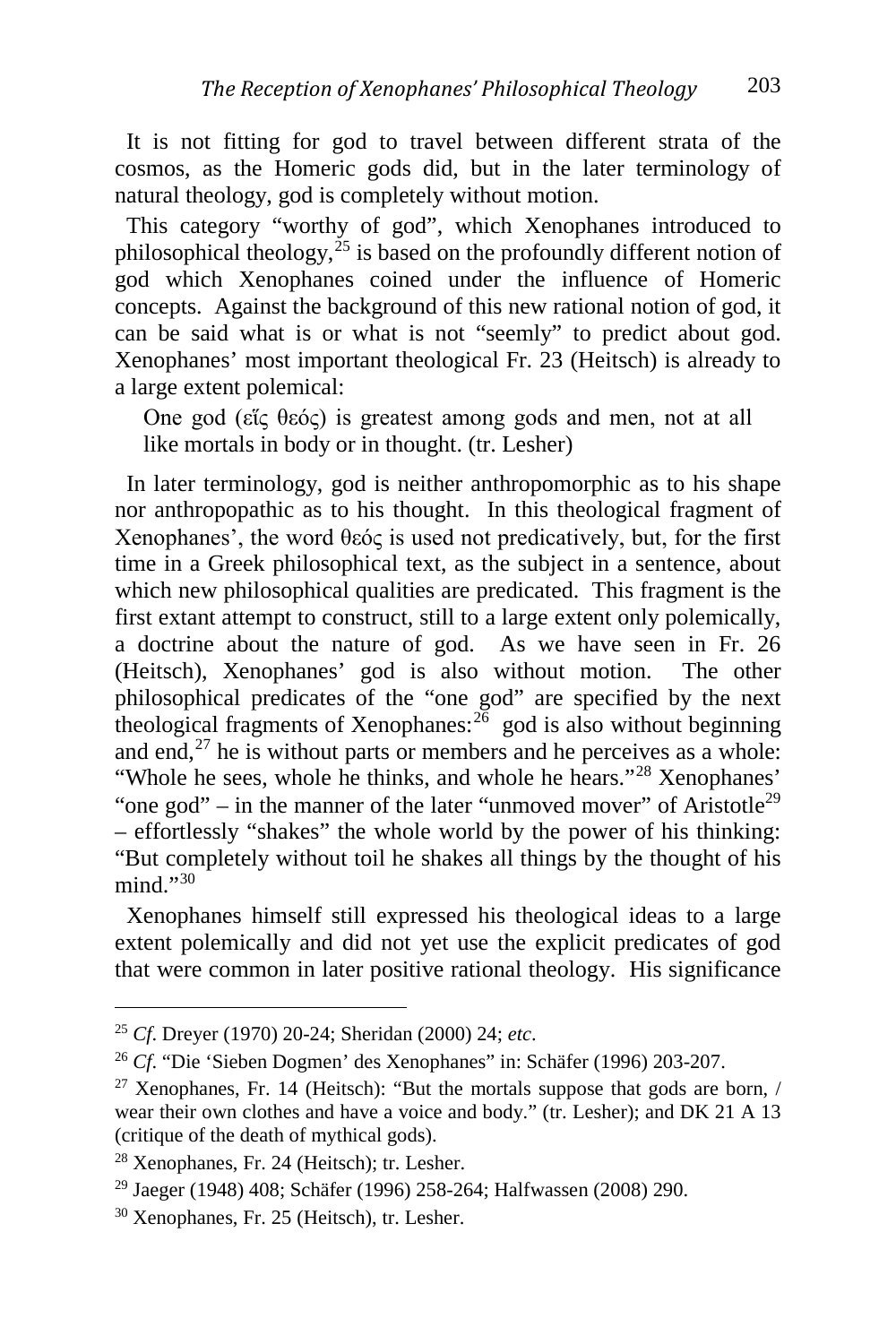It is not fitting for god to travel between different strata of the cosmos, as the Homeric gods did, but in the later terminology of natural theology, god is completely without motion.

This category "worthy of god", which Xenophanes introduced to philosophical theology,[25] is based on the profoundly different notion of god which Xenophanes coined under the influence of Homeric concepts. Against the background of this new rational notion of god, it can be said what is or what is not "seemly" to predict about god. Xenophanes' most important theological Fr. 23 (Heitsch) is already to a large extent polemical:

> One god (εἷς θεός) is greatest among gods and men, not at all like mortals in body or in thought. (tr. Lesher)

In later terminology, god is neither anthropomorphic as to his shape nor anthropopathic as to his thought. In this theological fragment of Xenophanes', the word θεός is used not predicatively, but, for the first time in a Greek philosophical text, as the subject in a sentence, about which new philosophical qualities are predicated. This fragment is the first extant attempt to construct, still to a large extent only polemically, a doctrine about the nature of god. As we have seen in Fr. 26 (Heitsch), Xenophanes' god is also without motion. The other philosophical predicates of the "one god" are specified by the next theological fragments of Xenophanes:[26] god is also without beginning and end,[27] he is without parts or members and he perceives as a whole: "Whole he sees, whole he thinks, and whole he hears."[28] Xenophanes' "one god" – in the manner of the later "unmoved mover" of Aristotle[29] – effortlessly "shakes" the whole world by the power of his thinking: "But completely without toil he shakes all things by the thought of his mind."[30]

Xenophanes himself still expressed his theological ideas to a large extent polemically and did not yet use the explicit predicates of god that were common in later positive rational theology. His significance

---

[25] *Cf.* Dreyer (1970) 20-24; Sheridan (2000) 24; *etc*.

[26] *Cf*. "Die 'Sieben Dogmen' des Xenophanes" in: Schäfer (1996) 203-207.

[27] Xenophanes, Fr. 14 (Heitsch): "But the mortals suppose that gods are born, / wear their own clothes and have a voice and body." (tr. Lesher); and DK 21 A 13 (critique of the death of mythical gods).

[28] Xenophanes, Fr. 24 (Heitsch); tr. Lesher.

[29] Jaeger (1948) 408; Schäfer (1996) 258-264; Halfwassen (2008) 290.

[30] Xenophanes, Fr. 25 (Heitsch), tr. Lesher.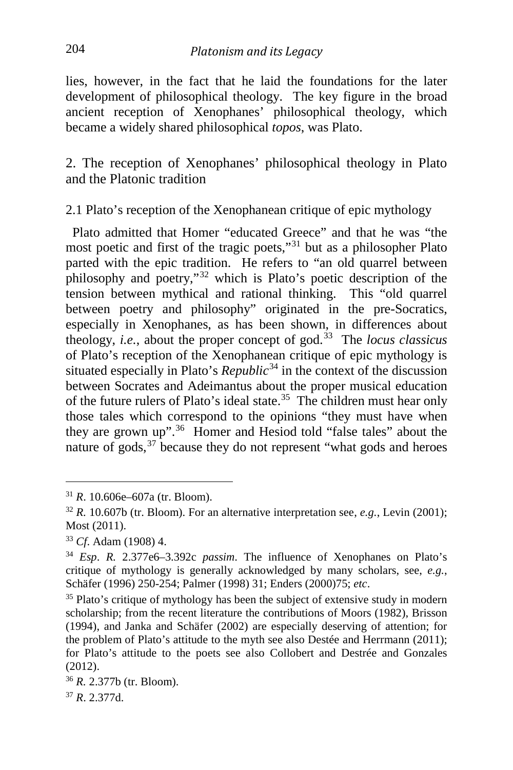lies, however, in the fact that he laid the foundations for the later development of philosophical theology. The key figure in the broad ancient reception of Xenophanes' philosophical theology, which became a widely shared philosophical *topos*, was Plato.

## 2. The reception of Xenophanes' philosophical theology in Plato and the Platonic tradition

### 2.1 Plato's reception of the Xenophanean critique of epic mythology

Plato admitted that Homer "educated Greece" and that he was "the most poetic and first of the tragic poets,"[31] but as a philosopher Plato parted with the epic tradition. He refers to "an old quarrel between philosophy and poetry,"[32] which is Plato's poetic description of the tension between mythical and rational thinking. This "old quarrel between poetry and philosophy" originated in the pre-Socratics, especially in Xenophanes, as has been shown, in differences about theology, *i.e.*, about the proper concept of god.[33] The *locus classicus* of Plato's reception of the Xenophanean critique of epic mythology is situated especially in Plato's *Republic*[34] in the context of the discussion between Socrates and Adeimantus about the proper musical education of the future rulers of Plato's ideal state.[35] The children must hear only those tales which correspond to the opinions "they must have when they are grown up".[36] Homer and Hesiod told "false tales" about the nature of gods,[37] because they do not represent "what gods and heroes

---

[31] *R*. 10.606e–607a (tr. Bloom).

[32] *R.* 10.607b (tr. Bloom). For an alternative interpretation see, *e.g.*, Levin (2001); Most (2011).

[33] *Cf.* Adam (1908) 4.

[34] *Esp*. *R.* 2.377e6–3.392c *passim*. The influence of Xenophanes on Plato's critique of mythology is generally acknowledged by many scholars, see, *e.g.*, Schäfer (1996) 250-254; Palmer (1998) 31; Enders (2000)75; *etc*.

[35] Plato's critique of mythology has been the subject of extensive study in modern scholarship; from the recent literature the contributions of Moors (1982), Brisson (1994), and Janka and Schäfer (2002) are especially deserving of attention; for the problem of Plato's attitude to the myth see also Destée and Herrmann (2011); for Plato's attitude to the poets see also Collobert and Destrée and Gonzales (2012).

[36] *R.* 2.377b (tr. Bloom).

[37] *R*. 2.377d.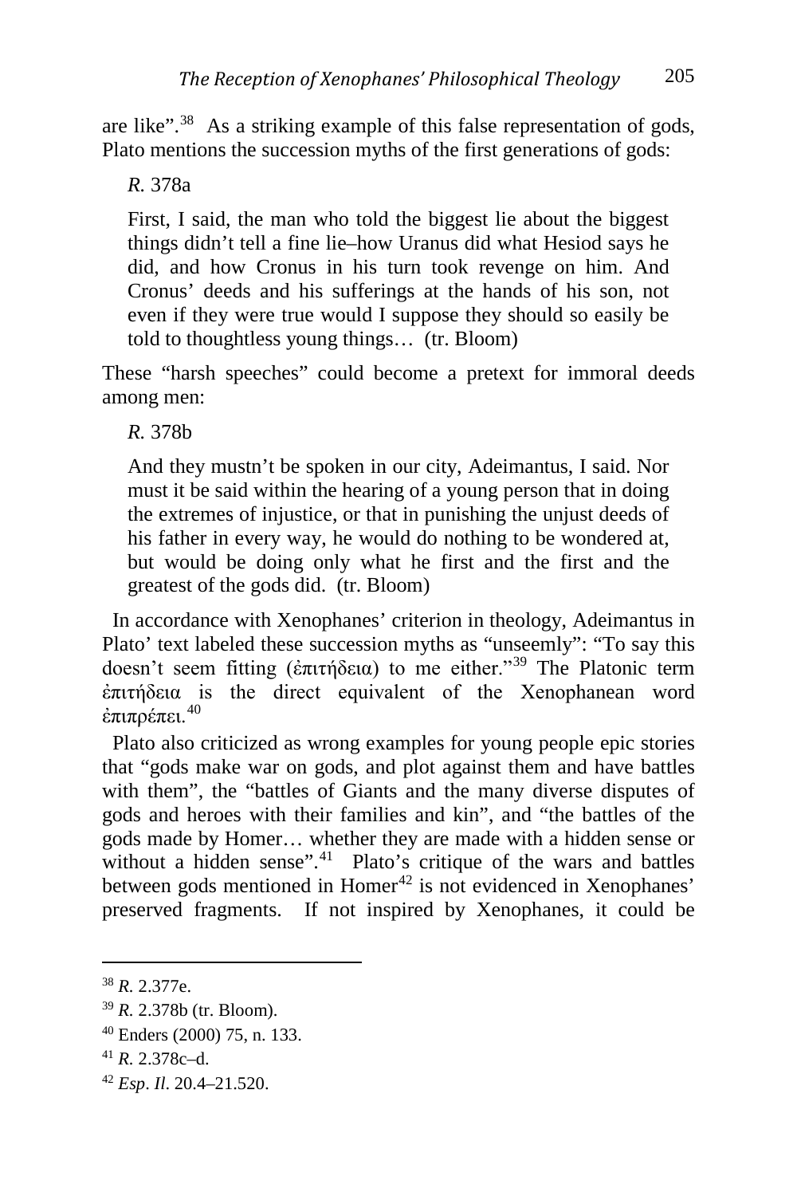are like".[38] As a striking example of this false representation of gods, Plato mentions the succession myths of the first generations of gods:

> *R.* 378a
>
> First, I said, the man who told the biggest lie about the biggest things didn't tell a fine lie–how Uranus did what Hesiod says he did, and how Cronus in his turn took revenge on him. And Cronus' deeds and his sufferings at the hands of his son, not even if they were true would I suppose they should so easily be told to thoughtless young things… (tr. Bloom)

These "harsh speeches" could become a pretext for immoral deeds among men:

> *R.* 378b
>
> And they mustn't be spoken in our city, Adeimantus, I said. Nor must it be said within the hearing of a young person that in doing the extremes of injustice, or that in punishing the unjust deeds of his father in every way, he would do nothing to be wondered at, but would be doing only what he first and the first and the greatest of the gods did. (tr. Bloom)

In accordance with Xenophanes' criterion in theology, Adeimantus in Plato' text labeled these succession myths as "unseemly": "To say this doesn't seem fitting (ἐπιτήδεια) to me either."[39] The Platonic term ἐπιτήδεια is the direct equivalent of the Xenophanean word ἐπιπρέπει.[40]

Plato also criticized as wrong examples for young people epic stories that "gods make war on gods, and plot against them and have battles with them", the "battles of Giants and the many diverse disputes of gods and heroes with their families and kin", and "the battles of the gods made by Homer… whether they are made with a hidden sense or without a hidden sense".[41] Plato's critique of the wars and battles between gods mentioned in Homer[42] is not evidenced in Xenophanes' preserved fragments. If not inspired by Xenophanes, it could be

---

[38] *R.* 2.377e.

[39] *R.* 2.378b (tr. Bloom).

[40] Enders (2000) 75, n. 133.

[41] *R.* 2.378c–d.

[42] *Esp*. *Il*. 20.4–21.520.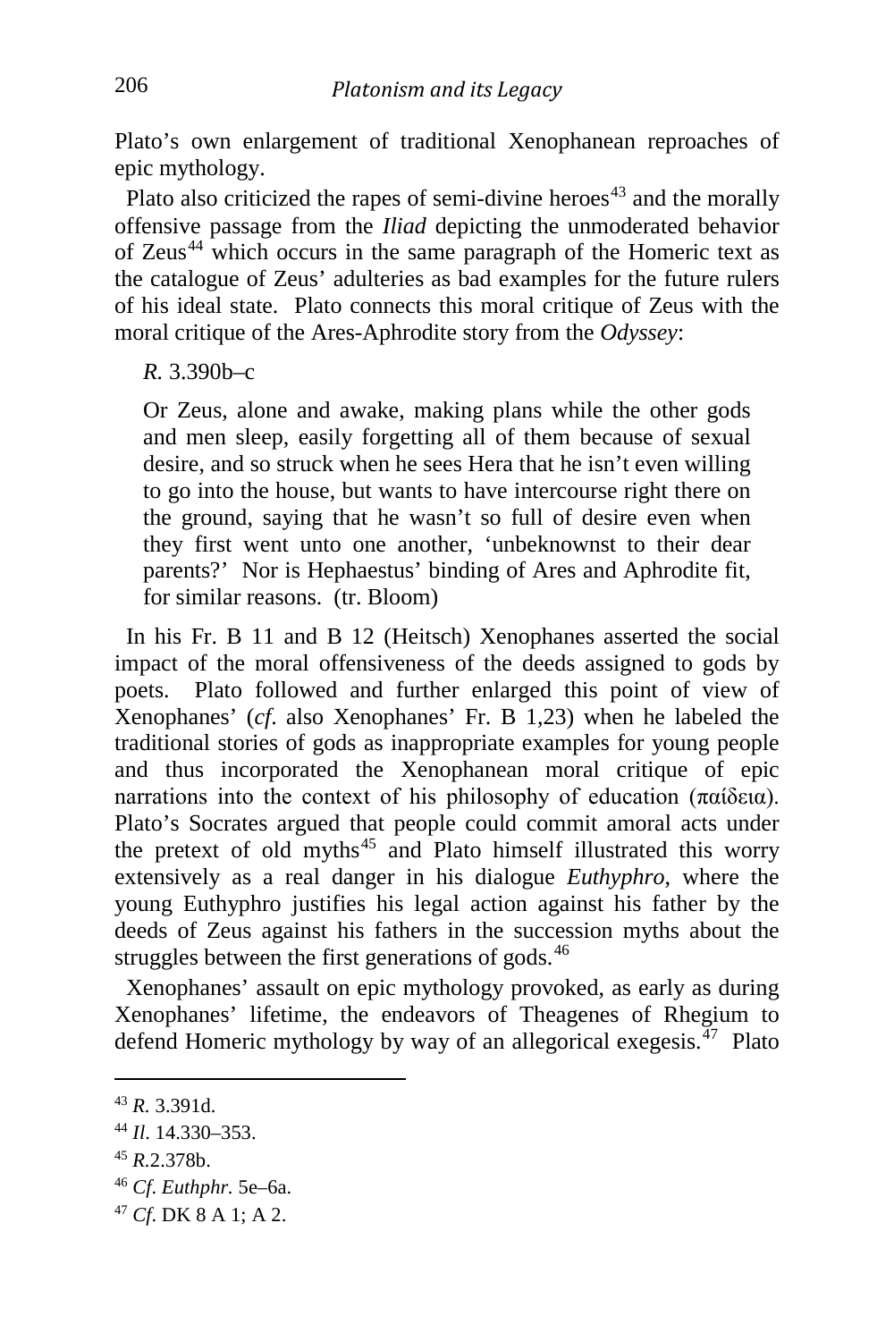Plato's own enlargement of traditional Xenophanean reproaches of epic mythology.

Plato also criticized the rapes of semi-divine heroes[43] and the morally offensive passage from the *Iliad* depicting the unmoderated behavior of Zeus[44] which occurs in the same paragraph of the Homeric text as the catalogue of Zeus' adulteries as bad examples for the future rulers of his ideal state. Plato connects this moral critique of Zeus with the moral critique of the Ares-Aphrodite story from the *Odyssey*:

*R.* 3.390b–c

> Or Zeus, alone and awake, making plans while the other gods and men sleep, easily forgetting all of them because of sexual desire, and so struck when he sees Hera that he isn't even willing to go into the house, but wants to have intercourse right there on the ground, saying that he wasn't so full of desire even when they first went unto one another, 'unbeknownst to their dear parents?' Nor is Hephaestus' binding of Ares and Aphrodite fit, for similar reasons. (tr. Bloom)

In his Fr. B 11 and B 12 (Heitsch) Xenophanes asserted the social impact of the moral offensiveness of the deeds assigned to gods by poets. Plato followed and further enlarged this point of view of Xenophanes' (*cf*. also Xenophanes' Fr. B 1,23) when he labeled the traditional stories of gods as inappropriate examples for young people and thus incorporated the Xenophanean moral critique of epic narrations into the context of his philosophy of education (παίδεια). Plato's Socrates argued that people could commit amoral acts under the pretext of old myths[45] and Plato himself illustrated this worry extensively as a real danger in his dialogue *Euthyphro*, where the young Euthyphro justifies his legal action against his father by the deeds of Zeus against his fathers in the succession myths about the struggles between the first generations of gods.[46]

Xenophanes' assault on epic mythology provoked, as early as during Xenophanes' lifetime, the endeavors of Theagenes of Rhegium to defend Homeric mythology by way of an allegorical exegesis.[47] Plato

---

[43] *R.* 3.391d.

[44] *Il*. 14.330–353.

[45] *R*.2.378b.

[46] *Cf*. *Euthphr.* 5e–6a.

[47] *Cf.* DK 8 A 1; A 2.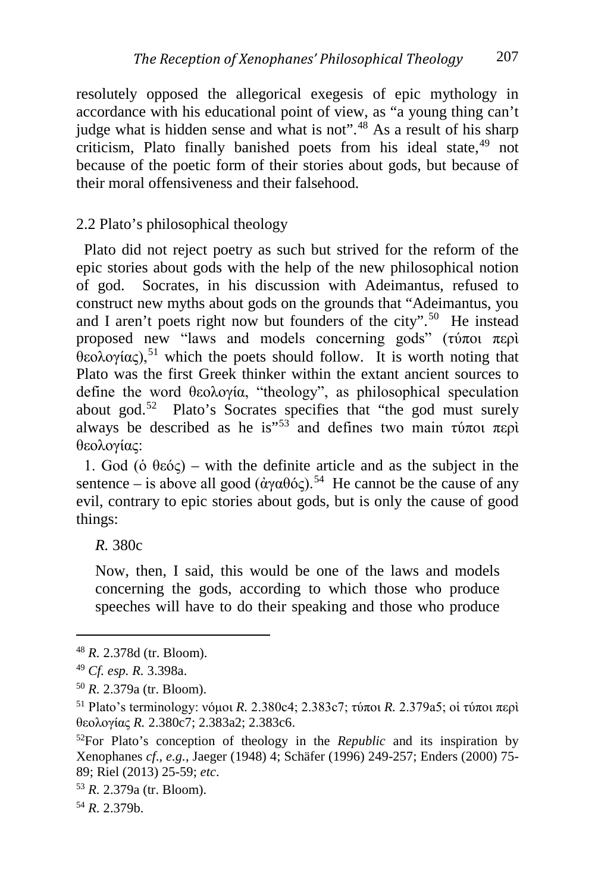resolutely opposed the allegorical exegesis of epic mythology in accordance with his educational point of view, as "a young thing can't judge what is hidden sense and what is not".[48] As a result of his sharp criticism, Plato finally banished poets from his ideal state,[49] not because of the poetic form of their stories about gods, but because of their moral offensiveness and their falsehood.

## 2.2 Plato's philosophical theology

Plato did not reject poetry as such but strived for the reform of the epic stories about gods with the help of the new philosophical notion of god. Socrates, in his discussion with Adeimantus, refused to construct new myths about gods on the grounds that "Adeimantus, you and I aren't poets right now but founders of the city".[50] He instead proposed new "laws and models concerning gods" (τύποι περὶ θεολογίας),[51] which the poets should follow. It is worth noting that Plato was the first Greek thinker within the extant ancient sources to define the word θεολογία, "theology", as philosophical speculation about god.[52] Plato's Socrates specifies that "the god must surely always be described as he is"[53] and defines two main τύποι περὶ θεολογίας:

1. God (ὁ θεός) – with the definite article and as the subject in the sentence – is above all good (ἀγαθός).[54] He cannot be the cause of any evil, contrary to epic stories about gods, but is only the cause of good things:

*R.* 380c

> Now, then, I said, this would be one of the laws and models concerning the gods, according to which those who produce speeches will have to do their speaking and those who produce

---

[48] *R.* 2.378d (tr. Bloom).

[49] *Cf. esp. R.* 3.398a.

[50] *R.* 2.379a (tr. Bloom).

[51] Plato's terminology: νόμοι *R.* 2.380c4; 2.383c7; τύποι *R.* 2.379a5; οἱ τύποι περὶ θεολογίας *R.* 2.380c7; 2.383a2; 2.383c6.

[52] For Plato's conception of theology in the *Republic* and its inspiration by Xenophanes *cf.*, *e.g.*, Jaeger (1948) 4; Schäfer (1996) 249-257; Enders (2000) 75-89; Riel (2013) 25-59; *etc*.

[53] *R.* 2.379a (tr. Bloom).

[54] *R.* 2.379b.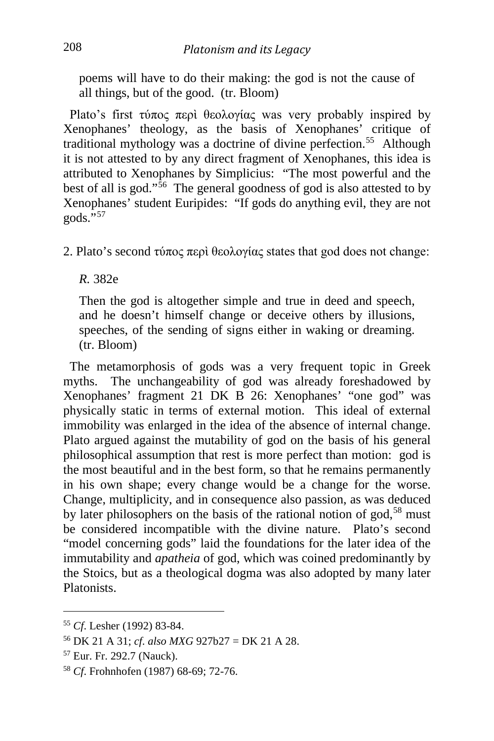poems will have to do their making: the god is not the cause of all things, but of the good. (tr. Bloom)

Plato's first τύπος περὶ θεολογίας was very probably inspired by Xenophanes' theology, as the basis of Xenophanes' critique of traditional mythology was a doctrine of divine perfection.[55] Although it is not attested to by any direct fragment of Xenophanes, this idea is attributed to Xenophanes by Simplicius: "The most powerful and the best of all is god."[56] The general goodness of god is also attested to by Xenophanes' student Euripides: "If gods do anything evil, they are not gods."[57]

2. Plato's second τύπος περὶ θεολογίας states that god does not change:

*R.* 382e

Then the god is altogether simple and true in deed and speech, and he doesn't himself change or deceive others by illusions, speeches, of the sending of signs either in waking or dreaming. (tr. Bloom)

The metamorphosis of gods was a very frequent topic in Greek myths. The unchangeability of god was already foreshadowed by Xenophanes' fragment 21 DK B 26: Xenophanes' "one god" was physically static in terms of external motion. This ideal of external immobility was enlarged in the idea of the absence of internal change. Plato argued against the mutability of god on the basis of his general philosophical assumption that rest is more perfect than motion: god is the most beautiful and in the best form, so that he remains permanently in his own shape; every change would be a change for the worse. Change, multiplicity, and in consequence also passion, as was deduced by later philosophers on the basis of the rational notion of god,[58] must be considered incompatible with the divine nature. Plato's second "model concerning gods" laid the foundations for the later idea of the immutability and *apatheia* of god, which was coined predominantly by the Stoics, but as a theological dogma was also adopted by many later Platonists.

---

[55] *Cf.* Lesher (1992) 83-84.

[56] DK 21 A 31; *cf. also MXG* 927b27 = DK 21 A 28.

[57] Eur. Fr. 292.7 (Nauck).

[58] *Cf.* Frohnhofen (1987) 68-69; 72-76.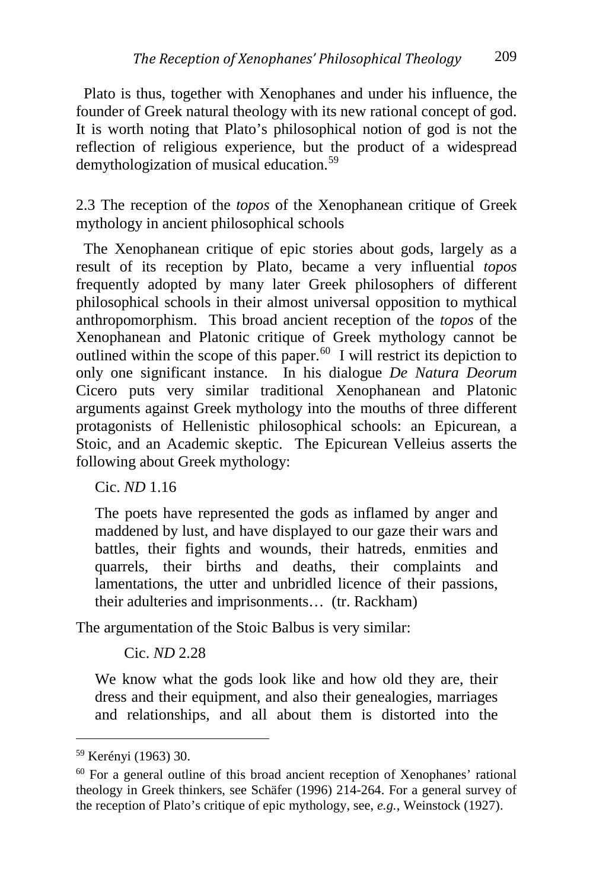Plato is thus, together with Xenophanes and under his influence, the founder of Greek natural theology with its new rational concept of god. It is worth noting that Plato's philosophical notion of god is not the reflection of religious experience, but the product of a widespread demythologization of musical education.[59]

### 2.3 The reception of the *topos* of the Xenophanean critique of Greek mythology in ancient philosophical schools

The Xenophanean critique of epic stories about gods, largely as a result of its reception by Plato, became a very influential *topos* frequently adopted by many later Greek philosophers of different philosophical schools in their almost universal opposition to mythical anthropomorphism. This broad ancient reception of the *topos* of the Xenophanean and Platonic critique of Greek mythology cannot be outlined within the scope of this paper.[60] I will restrict its depiction to only one significant instance. In his dialogue *De Natura Deorum* Cicero puts very similar traditional Xenophanean and Platonic arguments against Greek mythology into the mouths of three different protagonists of Hellenistic philosophical schools: an Epicurean, a Stoic, and an Academic skeptic. The Epicurean Velleius asserts the following about Greek mythology:

> Cic. *ND* 1.16
>
> The poets have represented the gods as inflamed by anger and maddened by lust, and have displayed to our gaze their wars and battles, their fights and wounds, their hatreds, enmities and quarrels, their births and deaths, their complaints and lamentations, the utter and unbridled licence of their passions, their adulteries and imprisonments… (tr. Rackham)

The argumentation of the Stoic Balbus is very similar:

> Cic. *ND* 2.28
>
> We know what the gods look like and how old they are, their dress and their equipment, and also their genealogies, marriages and relationships, and all about them is distorted into the

---

[59] Kerényi (1963) 30.

[60] For a general outline of this broad ancient reception of Xenophanes' rational theology in Greek thinkers, see Schäfer (1996) 214-264. For a general survey of the reception of Plato's critique of epic mythology, see, *e.g.*, Weinstock (1927).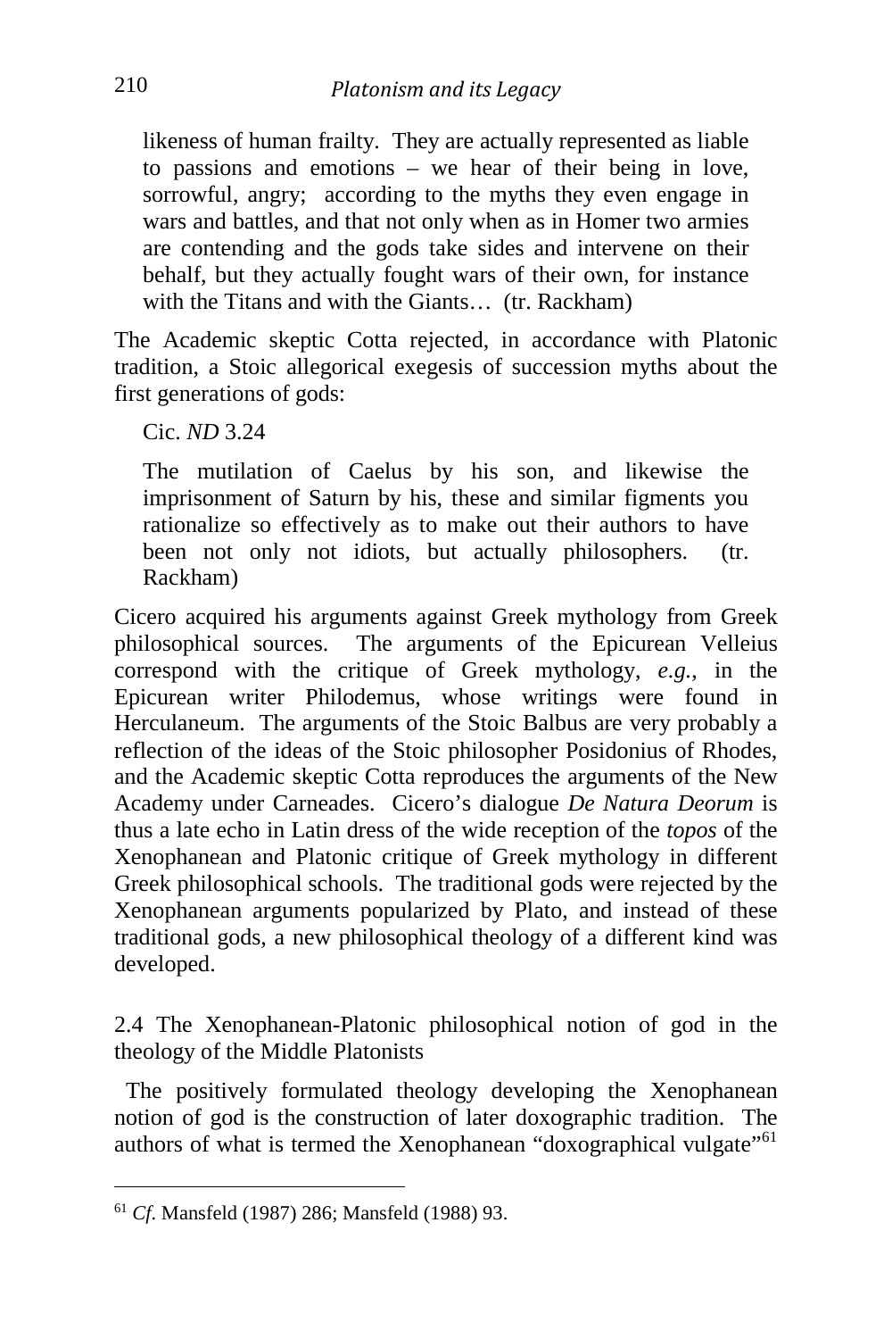> likeness of human frailty. They are actually represented as liable to passions and emotions – we hear of their being in love, sorrowful, angry; according to the myths they even engage in wars and battles, and that not only when as in Homer two armies are contending and the gods take sides and intervene on their behalf, but they actually fought wars of their own, for instance with the Titans and with the Giants… (tr. Rackham)

The Academic skeptic Cotta rejected, in accordance with Platonic tradition, a Stoic allegorical exegesis of succession myths about the first generations of gods:

> Cic. *ND* 3.24
>
> The mutilation of Caelus by his son, and likewise the imprisonment of Saturn by his, these and similar figments you rationalize so effectively as to make out their authors to have been not only not idiots, but actually philosophers. (tr. Rackham)

Cicero acquired his arguments against Greek mythology from Greek philosophical sources. The arguments of the Epicurean Velleius correspond with the critique of Greek mythology, *e.g.*, in the Epicurean writer Philodemus, whose writings were found in Herculaneum. The arguments of the Stoic Balbus are very probably a reflection of the ideas of the Stoic philosopher Posidonius of Rhodes, and the Academic skeptic Cotta reproduces the arguments of the New Academy under Carneades. Cicero's dialogue *De Natura Deorum* is thus a late echo in Latin dress of the wide reception of the *topos* of the Xenophanean and Platonic critique of Greek mythology in different Greek philosophical schools. The traditional gods were rejected by the Xenophanean arguments popularized by Plato, and instead of these traditional gods, a new philosophical theology of a different kind was developed.

### 2.4 The Xenophanean-Platonic philosophical notion of god in the theology of the Middle Platonists

The positively formulated theology developing the Xenophanean notion of god is the construction of later doxographic tradition. The authors of what is termed the Xenophanean "doxographical vulgate"[61]

---

[61] *Cf.* Mansfeld (1987) 286; Mansfeld (1988) 93.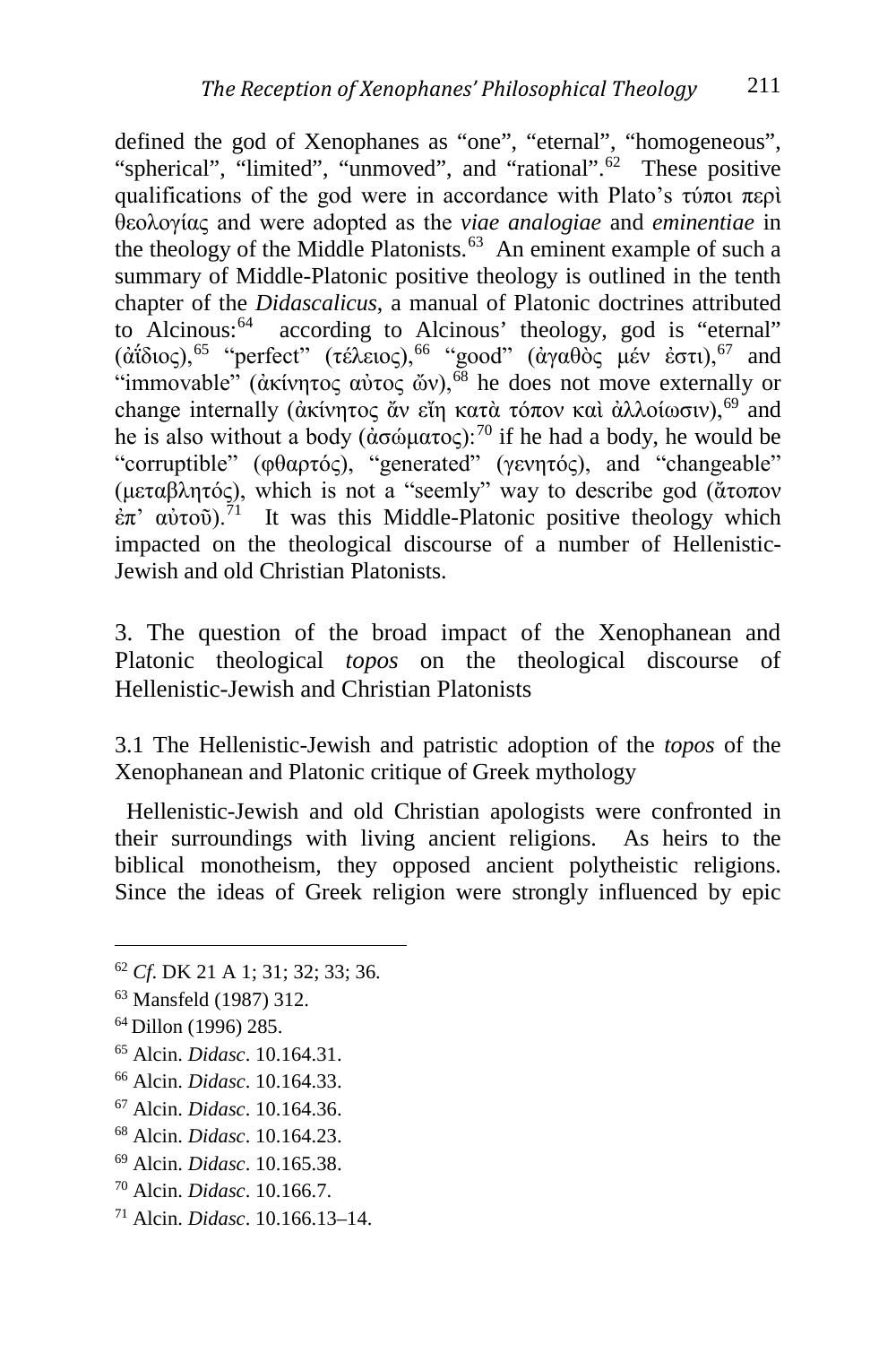defined the god of Xenophanes as "one", "eternal", "homogeneous", "spherical", "limited", "unmoved", and "rational".[62] These positive qualifications of the god were in accordance with Plato's τύποι περὶ θεολογίας and were adopted as the *viae analogiae* and *eminentiae* in the theology of the Middle Platonists.[63] An eminent example of such a summary of Middle-Platonic positive theology is outlined in the tenth chapter of the *Didascalicus*, a manual of Platonic doctrines attributed to Alcinous:[64] according to Alcinous' theology, god is "eternal" (ἀΐδιος),[65] "perfect" (τέλειος),[66] "good" (ἀγαθὸς μέν ἐστι),[67] and "immovable" (ἀκίνητος αὐτος ὤν),[68] he does not move externally or change internally (ἀκίνητος ἄν εἴη κατὰ τόπον καὶ ἀλλοίωσιν),[69] and he is also without a body (ἀσώματος):[70] if he had a body, he would be "corruptible" (φθαρτός), "generated" (γενητός), and "changeable" (μεταβλητός), which is not a "seemly" way to describe god (ἄτοπον ἐπ' αὐτοῦ).[71] It was this Middle-Platonic positive theology which impacted on the theological discourse of a number of Hellenistic-Jewish and old Christian Platonists.

## 3. The question of the broad impact of the Xenophanean and Platonic theological *topos* on the theological discourse of Hellenistic-Jewish and Christian Platonists

### 3.1 The Hellenistic-Jewish and patristic adoption of the *topos* of the Xenophanean and Platonic critique of Greek mythology

Hellenistic-Jewish and old Christian apologists were confronted in their surroundings with living ancient religions. As heirs to the biblical monotheism, they opposed ancient polytheistic religions. Since the ideas of Greek religion were strongly influenced by epic

---

[62] *Cf.* DK 21 A 1; 31; 32; 33; 36.

[63] Mansfeld (1987) 312.

[64] Dillon (1996) 285.

[65] Alcin. *Didasc*. 10.164.31.

[66] Alcin. *Didasc*. 10.164.33.

[67] Alcin. *Didasc*. 10.164.36.

[68] Alcin. *Didasc*. 10.164.23.

[69] Alcin. *Didasc*. 10.165.38.

[70] Alcin. *Didasc*. 10.166.7.

[71] Alcin. *Didasc*. 10.166.13–14.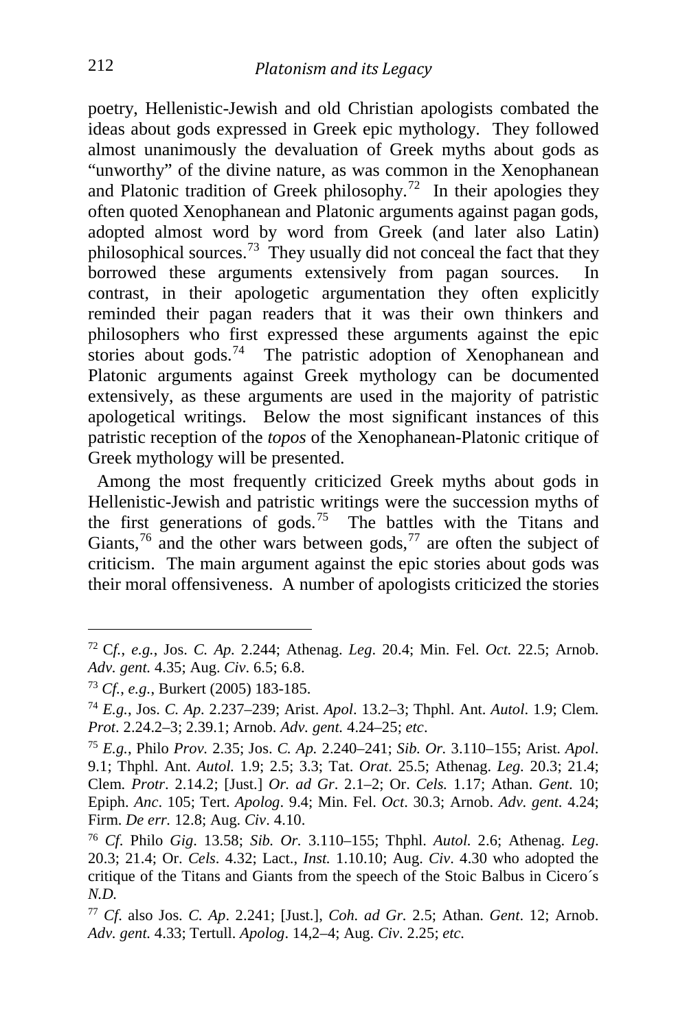poetry, Hellenistic-Jewish and old Christian apologists combated the ideas about gods expressed in Greek epic mythology. They followed almost unanimously the devaluation of Greek myths about gods as "unworthy" of the divine nature, as was common in the Xenophanean and Platonic tradition of Greek philosophy.[72] In their apologies they often quoted Xenophanean and Platonic arguments against pagan gods, adopted almost word by word from Greek (and later also Latin) philosophical sources.[73] They usually did not conceal the fact that they borrowed these arguments extensively from pagan sources. In contrast, in their apologetic argumentation they often explicitly reminded their pagan readers that it was their own thinkers and philosophers who first expressed these arguments against the epic stories about gods.[74] The patristic adoption of Xenophanean and Platonic arguments against Greek mythology can be documented extensively, as these arguments are used in the majority of patristic apologetical writings. Below the most significant instances of this patristic reception of the *topos* of the Xenophanean-Platonic critique of Greek mythology will be presented.

Among the most frequently criticized Greek myths about gods in Hellenistic-Jewish and patristic writings were the succession myths of the first generations of gods.[75] The battles with the Titans and Giants,[76] and the other wars between gods,[77] are often the subject of criticism. The main argument against the epic stories about gods was their moral offensiveness. A number of apologists criticized the stories

---

[72] C*f.*, *e.g.*, Jos. *C. Ap.* 2.244; Athenag. *Leg.* 20.4; Min. Fel. *Oct.* 22.5; Arnob. *Adv. gent.* 4.35; Aug. *Civ*. 6.5; 6.8.

[73] *Cf.*, *e.g.*, Burkert (2005) 183-185.

[74] *E.g.*, Jos. *C. Ap.* 2.237–239; Arist. *Apol*. 13.2–3; Thphl. Ant. *Autol*. 1.9; Clem. *Prot*. 2.24.2–3; 2.39.1; Arnob. *Adv. gent.* 4.24–25; *etc*.

[75] *E.g.*, Philo *Prov.* 2.35; Jos. *C. Ap.* 2.240–241; *Sib. Or.* 3.110–155; Arist. *Apol*. 9.1; Thphl. Ant. *Autol.* 1.9; 2.5; 3.3; Tat. *Orat*. 25.5; Athenag. *Leg.* 20.3; 21.4; Clem. *Protr*. 2.14.2; [Just.] *Or. ad Gr*. 2.1–2; Or. *Cels.* 1.17; Athan. *Gent*. 10; Epiph. *Anc*. 105; Tert. *Apolog*. 9.4; Min. Fel. *Oct*. 30.3; Arnob. *Adv. gent.* 4.24; Firm. *De err.* 12.8; Aug. *Civ*. 4.10.

[76] *Cf*. Philo *Gig*. 13.58; *Sib. Or.* 3.110–155; Thphl. *Autol.* 2.6; Athenag. *Leg*. 20.3; 21.4; Or. *Cels*. 4.32; Lact., *Inst.* 1.10.10; Aug. *Civ*. 4.30 who adopted the critique of the Titans and Giants from the speech of the Stoic Balbus in Cicero´s *N.D.*

[77] *Cf.* also Jos. *C. Ap*. 2.241; [Just.], *Coh. ad Gr.* 2.5; Athan. *Gent*. 12; Arnob. *Adv. gent.* 4.33; Tertull. *Apolog*. 14,2–4; Aug. *Civ*. 2.25; *etc.*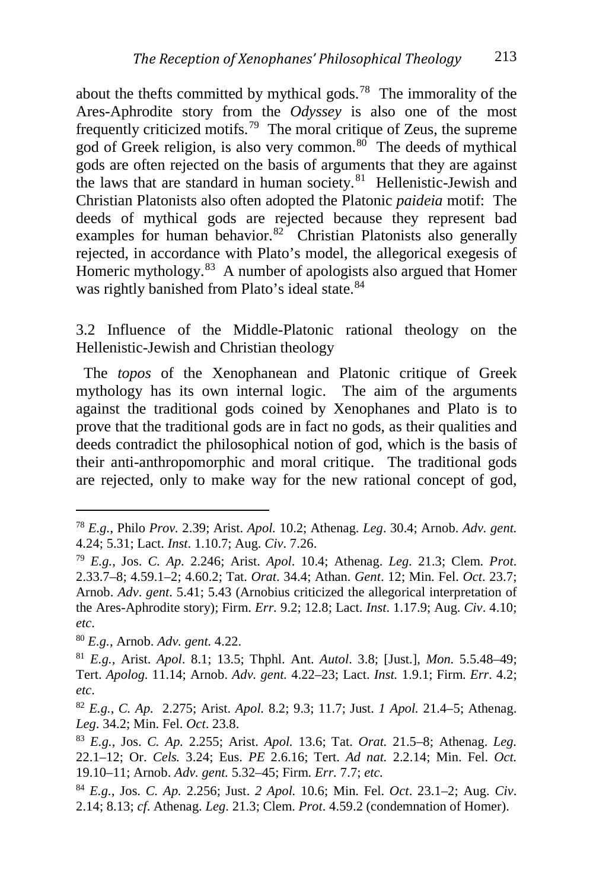about the thefts committed by mythical gods.[78] The immorality of the Ares-Aphrodite story from the *Odyssey* is also one of the most frequently criticized motifs.[79] The moral critique of Zeus, the supreme god of Greek religion, is also very common.[80] The deeds of mythical gods are often rejected on the basis of arguments that they are against the laws that are standard in human society.[81] Hellenistic-Jewish and Christian Platonists also often adopted the Platonic *paideia* motif: The deeds of mythical gods are rejected because they represent bad examples for human behavior.[82] Christian Platonists also generally rejected, in accordance with Plato's model, the allegorical exegesis of Homeric mythology.[83] A number of apologists also argued that Homer was rightly banished from Plato's ideal state.[84]

### 3.2 Influence of the Middle-Platonic rational theology on the Hellenistic-Jewish and Christian theology

The *topos* of the Xenophanean and Platonic critique of Greek mythology has its own internal logic. The aim of the arguments against the traditional gods coined by Xenophanes and Plato is to prove that the traditional gods are in fact no gods, as their qualities and deeds contradict the philosophical notion of god, which is the basis of their anti-anthropomorphic and moral critique. The traditional gods are rejected, only to make way for the new rational concept of god,

---

[78] *E.g.*, Philo *Prov.* 2.39; Arist. *Apol.* 10.2; Athenag. *Leg*. 30.4; Arnob. *Adv. gent.* 4.24; 5.31; Lact. *Inst*. 1.10.7; Aug. *Civ*. 7.26.

[79] *E.g.*, Jos. *C. Ap.* 2.246; Arist. *Apol.* 10.4; Athenag. *Leg.* 21.3; Clem. *Prot*. 2.33.7–8; 4.59.1–2; 4.60.2; Tat. *Orat*. 34.4; Athan. *Gent*. 12; Min. Fel. *Oct*. 23.7; Arnob. *Adv*. *gent*. 5.41; 5.43 (Arnobius criticized the allegorical interpretation of the Ares-Aphrodite story); Firm. *Err*. 9.2; 12.8; Lact. *Inst*. 1.17.9; Aug. *Civ*. 4.10; *etc*.

[80] *E.g.*, Arnob. *Adv. gent.* 4.22.

[81] *E.g.*, Arist. *Apol*. 8.1; 13.5; Thphl. Ant. *Autol*. 3.8; [Just.], *Mon.* 5.5.48–49; Tert. *Apolog*. 11.14; Arnob. *Adv. gent.* 4.22–23; Lact. *Inst.* 1.9.1; Firm. *Err*. 4.2; *etc*.

[82] *E.g.*, *C. Ap.* 2.275; Arist. *Apol.* 8.2; 9.3; 11.7; Just. *1 Apol.* 21.4–5; Athenag. *Leg*. 34.2; Min. Fel. *Oct*. 23.8.

[83] *E.g.*, Jos. *C. Ap.* 2.255; Arist. *Apol.* 13.6; Tat. *Orat.* 21.5–8; Athenag. *Leg.* 22.1–12; Or. *Cels.* 3.24; Eus. *PE* 2.6.16; Tert. *Ad nat.* 2.2.14; Min. Fel. *Oct.* 19.10–11; Arnob. *Adv. gent.* 5.32–45; Firm. *Err.* 7.7; *etc.*

[84] *E.g.*, Jos. *C. Ap.* 2.256; Just. *2 Apol.* 10.6; Min. Fel. *Oct*. 23.1–2; Aug. *Civ*. 2.14; 8.13; *cf*. Athenag. *Leg*. 21.3; Clem. *Prot*. 4.59.2 (condemnation of Homer).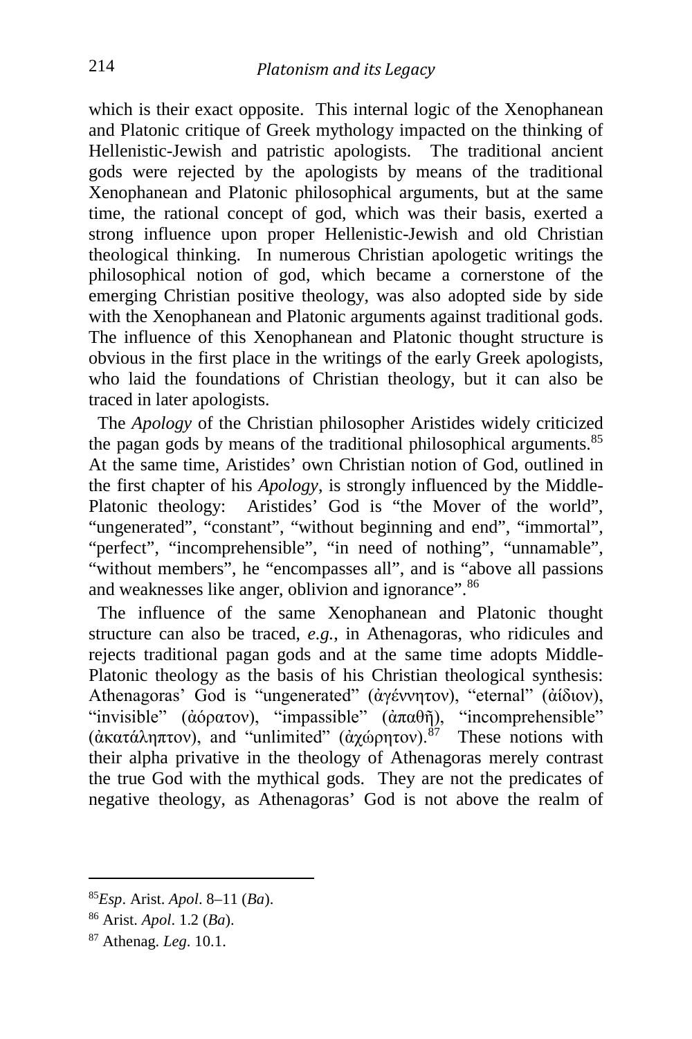which is their exact opposite. This internal logic of the Xenophanean and Platonic critique of Greek mythology impacted on the thinking of Hellenistic-Jewish and patristic apologists. The traditional ancient gods were rejected by the apologists by means of the traditional Xenophanean and Platonic philosophical arguments, but at the same time, the rational concept of god, which was their basis, exerted a strong influence upon proper Hellenistic-Jewish and old Christian theological thinking. In numerous Christian apologetic writings the philosophical notion of god, which became a cornerstone of the emerging Christian positive theology, was also adopted side by side with the Xenophanean and Platonic arguments against traditional gods. The influence of this Xenophanean and Platonic thought structure is obvious in the first place in the writings of the early Greek apologists, who laid the foundations of Christian theology, but it can also be traced in later apologists.

The *Apology* of the Christian philosopher Aristides widely criticized the pagan gods by means of the traditional philosophical arguments.[85] At the same time, Aristides' own Christian notion of God, outlined in the first chapter of his *Apology*, is strongly influenced by the Middle-Platonic theology: Aristides' God is "the Mover of the world", "ungenerated", "constant", "without beginning and end", "immortal", "perfect", "incomprehensible", "in need of nothing", "unnamable", "without members", he "encompasses all", and is "above all passions and weaknesses like anger, oblivion and ignorance".[86]

The influence of the same Xenophanean and Platonic thought structure can also be traced, *e.g.*, in Athenagoras, who ridicules and rejects traditional pagan gods and at the same time adopts Middle-Platonic theology as the basis of his Christian theological synthesis: Athenagoras' God is "ungenerated" (ἀγέννητον), "eternal" (ἀΐδιον), "invisible" (ἀόρατον), "impassible" (ἀπαθῆ), "incomprehensible" (ἀκατάληπτον), and "unlimited" (ἀχώρητον).[87] These notions with their alpha privative in the theology of Athenagoras merely contrast the true God with the mythical gods. They are not the predicates of negative theology, as Athenagoras' God is not above the realm of

---

[85] *Esp*. Arist. *Apol*. 8–11 (*Ba*).

[86] Arist. *Apol*. 1.2 (*Ba*).

[87] Athenag. *Leg*. 10.1.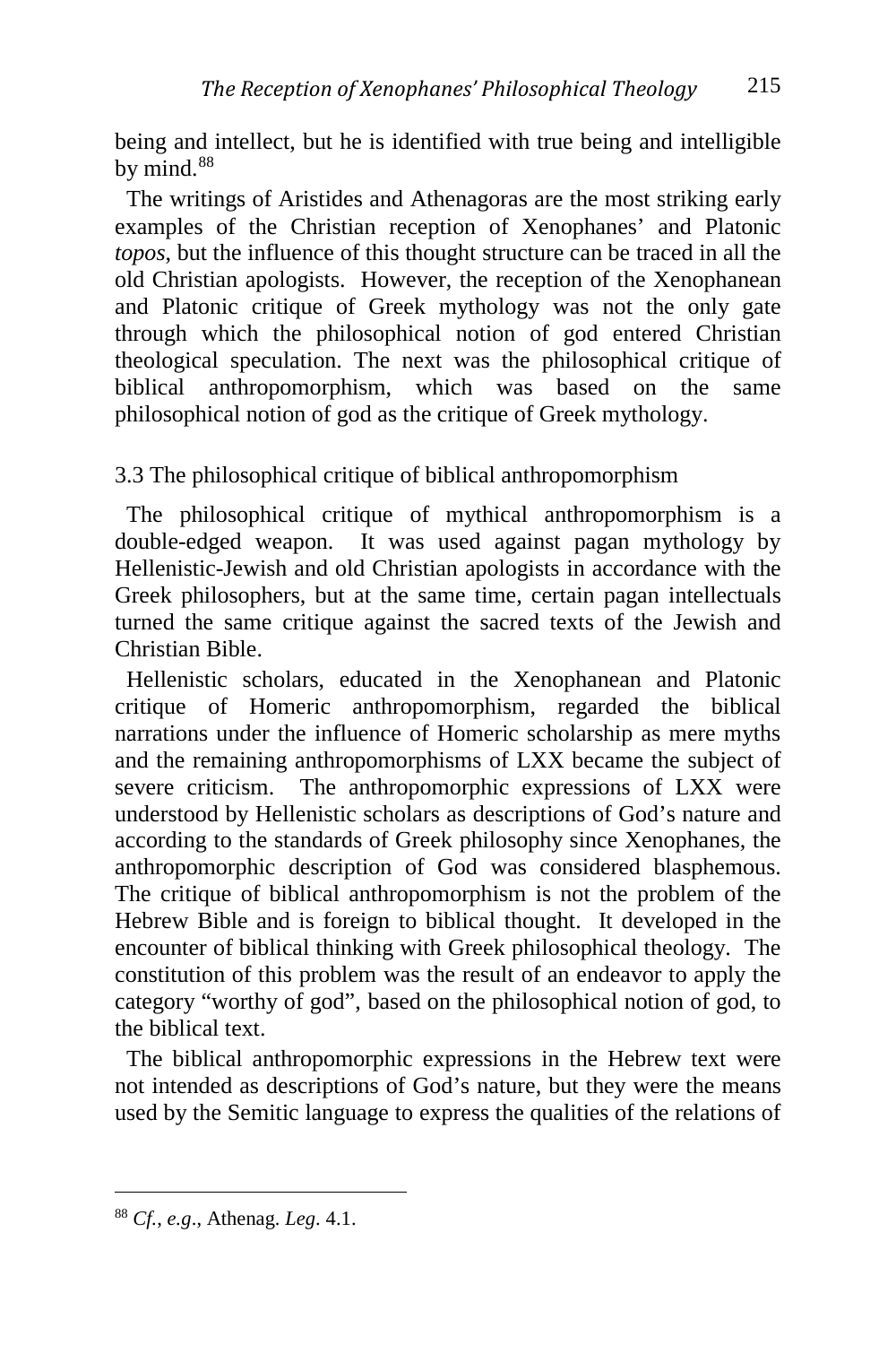being and intellect, but he is identified with true being and intelligible by mind.[88]

The writings of Aristides and Athenagoras are the most striking early examples of the Christian reception of Xenophanes' and Platonic *topos*, but the influence of this thought structure can be traced in all the old Christian apologists. However, the reception of the Xenophanean and Platonic critique of Greek mythology was not the only gate through which the philosophical notion of god entered Christian theological speculation. The next was the philosophical critique of biblical anthropomorphism, which was based on the same philosophical notion of god as the critique of Greek mythology.

### 3.3 The philosophical critique of biblical anthropomorphism

The philosophical critique of mythical anthropomorphism is a double-edged weapon. It was used against pagan mythology by Hellenistic-Jewish and old Christian apologists in accordance with the Greek philosophers, but at the same time, certain pagan intellectuals turned the same critique against the sacred texts of the Jewish and Christian Bible.

Hellenistic scholars, educated in the Xenophanean and Platonic critique of Homeric anthropomorphism, regarded the biblical narrations under the influence of Homeric scholarship as mere myths and the remaining anthropomorphisms of LXX became the subject of severe criticism. The anthropomorphic expressions of LXX were understood by Hellenistic scholars as descriptions of God's nature and according to the standards of Greek philosophy since Xenophanes, the anthropomorphic description of God was considered blasphemous. The critique of biblical anthropomorphism is not the problem of the Hebrew Bible and is foreign to biblical thought. It developed in the encounter of biblical thinking with Greek philosophical theology. The constitution of this problem was the result of an endeavor to apply the category "worthy of god", based on the philosophical notion of god, to the biblical text.

The biblical anthropomorphic expressions in the Hebrew text were not intended as descriptions of God's nature, but they were the means used by the Semitic language to express the qualities of the relations of

---

[88] *Cf.*, *e.g*., Athenag. *Leg*. 4.1.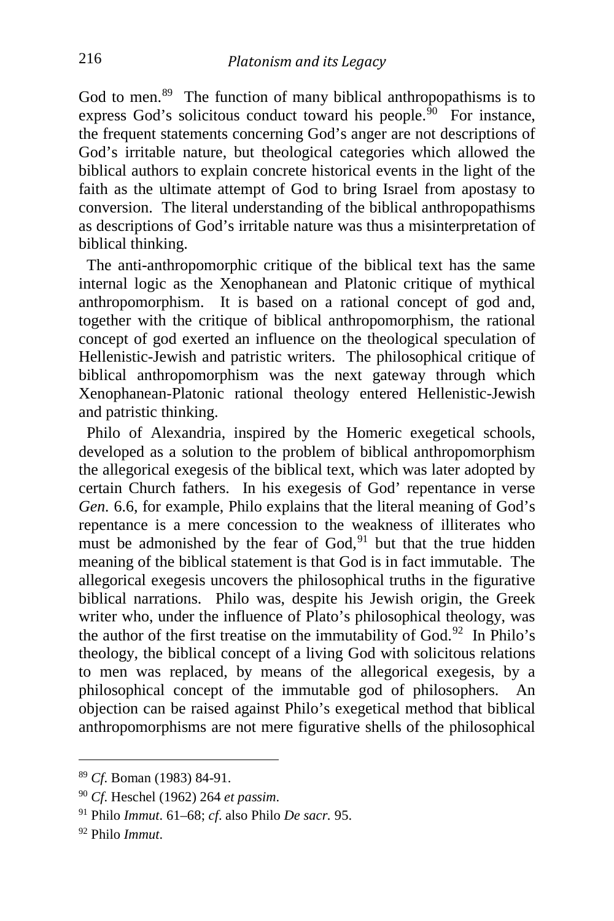God to men.[89] The function of many biblical anthropopathisms is to express God's solicitous conduct toward his people.[90] For instance, the frequent statements concerning God's anger are not descriptions of God's irritable nature, but theological categories which allowed the biblical authors to explain concrete historical events in the light of the faith as the ultimate attempt of God to bring Israel from apostasy to conversion. The literal understanding of the biblical anthropopathisms as descriptions of God's irritable nature was thus a misinterpretation of biblical thinking.

The anti-anthropomorphic critique of the biblical text has the same internal logic as the Xenophanean and Platonic critique of mythical anthropomorphism. It is based on a rational concept of god and, together with the critique of biblical anthropomorphism, the rational concept of god exerted an influence on the theological speculation of Hellenistic-Jewish and patristic writers. The philosophical critique of biblical anthropomorphism was the next gateway through which Xenophanean-Platonic rational theology entered Hellenistic-Jewish and patristic thinking.

Philo of Alexandria, inspired by the Homeric exegetical schools, developed as a solution to the problem of biblical anthropomorphism the allegorical exegesis of the biblical text, which was later adopted by certain Church fathers. In his exegesis of God' repentance in verse *Gen.* 6.6, for example, Philo explains that the literal meaning of God's repentance is a mere concession to the weakness of illiterates who must be admonished by the fear of God,[91] but that the true hidden meaning of the biblical statement is that God is in fact immutable. The allegorical exegesis uncovers the philosophical truths in the figurative biblical narrations. Philo was, despite his Jewish origin, the Greek writer who, under the influence of Plato's philosophical theology, was the author of the first treatise on the immutability of God.[92] In Philo's theology, the biblical concept of a living God with solicitous relations to men was replaced, by means of the allegorical exegesis, by a philosophical concept of the immutable god of philosophers. An objection can be raised against Philo's exegetical method that biblical anthropomorphisms are not mere figurative shells of the philosophical

---

[89] *Cf.* Boman (1983) 84-91.

[90] *Cf.* Heschel (1962) 264 *et passim*.

[91] Philo *Immut*. 61–68; *cf.* also Philo *De sacr.* 95.

[92] Philo *Immut*.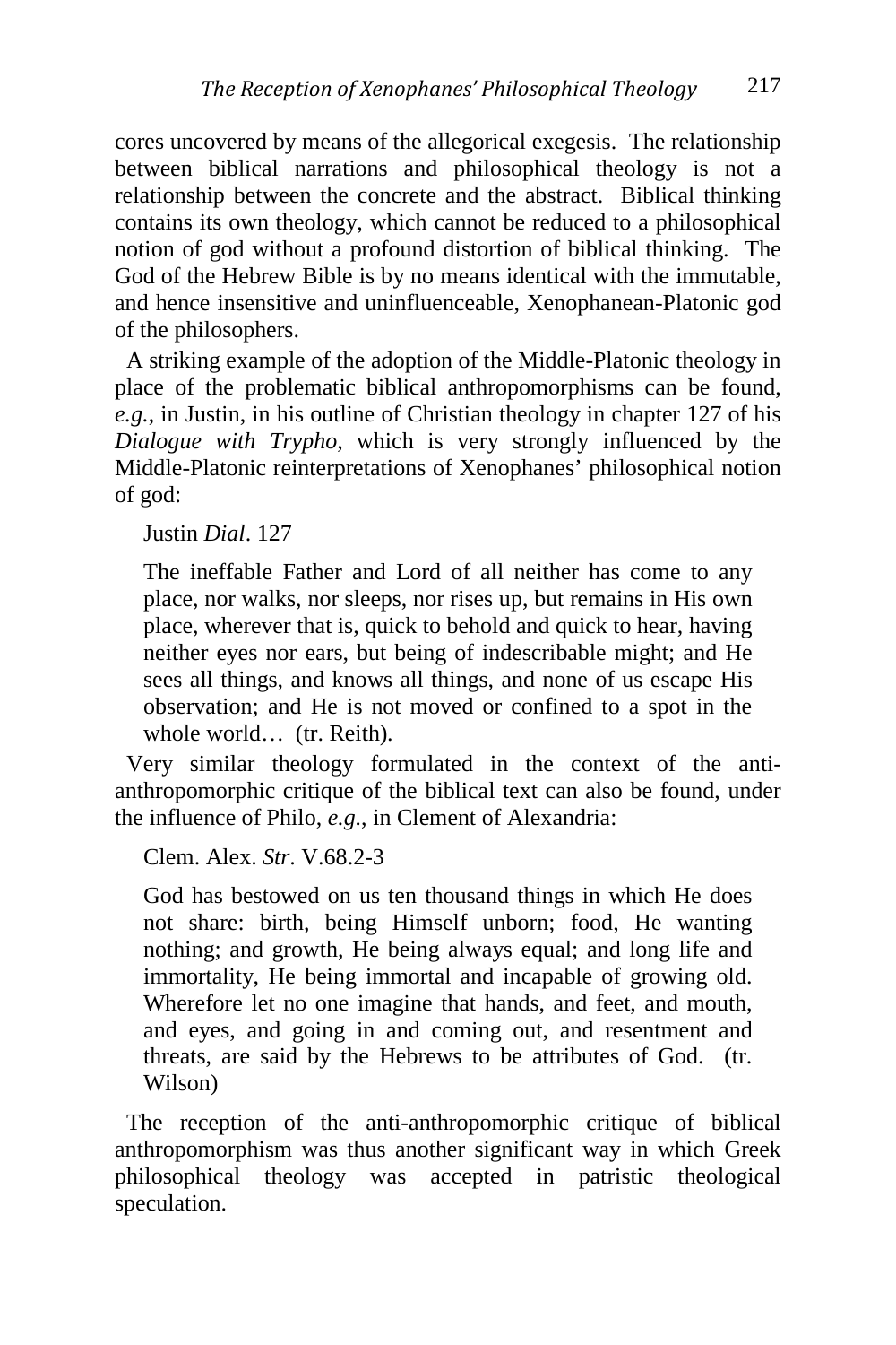cores uncovered by means of the allegorical exegesis. The relationship between biblical narrations and philosophical theology is not a relationship between the concrete and the abstract. Biblical thinking contains its own theology, which cannot be reduced to a philosophical notion of god without a profound distortion of biblical thinking. The God of the Hebrew Bible is by no means identical with the immutable, and hence insensitive and uninfluenceable, Xenophanean-Platonic god of the philosophers.

A striking example of the adoption of the Middle-Platonic theology in place of the problematic biblical anthropomorphisms can be found, *e.g.*, in Justin, in his outline of Christian theology in chapter 127 of his *Dialogue with Trypho*, which is very strongly influenced by the Middle-Platonic reinterpretations of Xenophanes' philosophical notion of god:

> Justin *Dial*. 127
>
> The ineffable Father and Lord of all neither has come to any place, nor walks, nor sleeps, nor rises up, but remains in His own place, wherever that is, quick to behold and quick to hear, having neither eyes nor ears, but being of indescribable might; and He sees all things, and knows all things, and none of us escape His observation; and He is not moved or confined to a spot in the whole world… (tr. Reith).

Very similar theology formulated in the context of the anti-anthropomorphic critique of the biblical text can also be found, under the influence of Philo, *e.g.*, in Clement of Alexandria:

> Clem. Alex. *Str*. V.68.2-3
>
> God has bestowed on us ten thousand things in which He does not share: birth, being Himself unborn; food, He wanting nothing; and growth, He being always equal; and long life and immortality, He being immortal and incapable of growing old. Wherefore let no one imagine that hands, and feet, and mouth, and eyes, and going in and coming out, and resentment and threats, are said by the Hebrews to be attributes of God. (tr. Wilson)

The reception of the anti-anthropomorphic critique of biblical anthropomorphism was thus another significant way in which Greek philosophical theology was accepted in patristic theological speculation.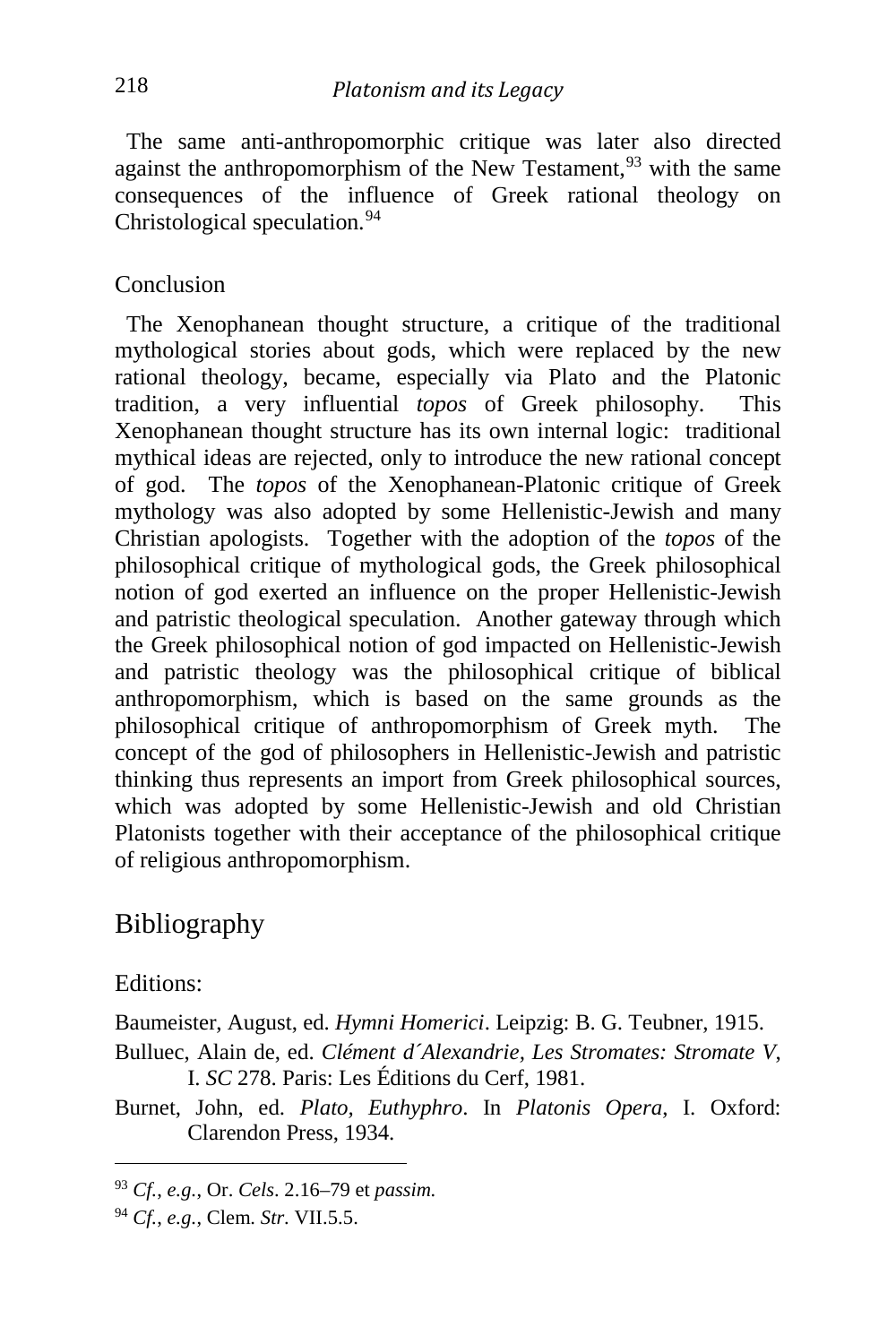The same anti-anthropomorphic critique was later also directed against the anthropomorphism of the New Testament,[93] with the same consequences of the influence of Greek rational theology on Christological speculation.[94]

## Conclusion

The Xenophanean thought structure, a critique of the traditional mythological stories about gods, which were replaced by the new rational theology, became, especially via Plato and the Platonic tradition, a very influential *topos* of Greek philosophy. This Xenophanean thought structure has its own internal logic: traditional mythical ideas are rejected, only to introduce the new rational concept of god. The *topos* of the Xenophanean-Platonic critique of Greek mythology was also adopted by some Hellenistic-Jewish and many Christian apologists. Together with the adoption of the *topos* of the philosophical critique of mythological gods, the Greek philosophical notion of god exerted an influence on the proper Hellenistic-Jewish and patristic theological speculation. Another gateway through which the Greek philosophical notion of god impacted on Hellenistic-Jewish and patristic theology was the philosophical critique of biblical anthropomorphism, which is based on the same grounds as the philosophical critique of anthropomorphism of Greek myth. The concept of the god of philosophers in Hellenistic-Jewish and patristic thinking thus represents an import from Greek philosophical sources, which was adopted by some Hellenistic-Jewish and old Christian Platonists together with their acceptance of the philosophical critique of religious anthropomorphism.

# Bibliography

Editions:

Baumeister, August, ed. *Hymni Homerici*. Leipzig: B. G. Teubner, 1915.

Bulluec, Alain de, ed. *Clément d´Alexandrie, Les Stromates: Stromate V*, I. *SC* 278. Paris: Les Éditions du Cerf, 1981.

Burnet, John, ed. *Plato, Euthyphro*. In *Platonis Opera*, I. Oxford: Clarendon Press, 1934.

---

[93] *Cf.*, *e.g.*, Or. *Cels*. 2.16–79 et *passim.*

[94] *Cf.*, *e.g.*, Clem. *Str*. VII.5.5.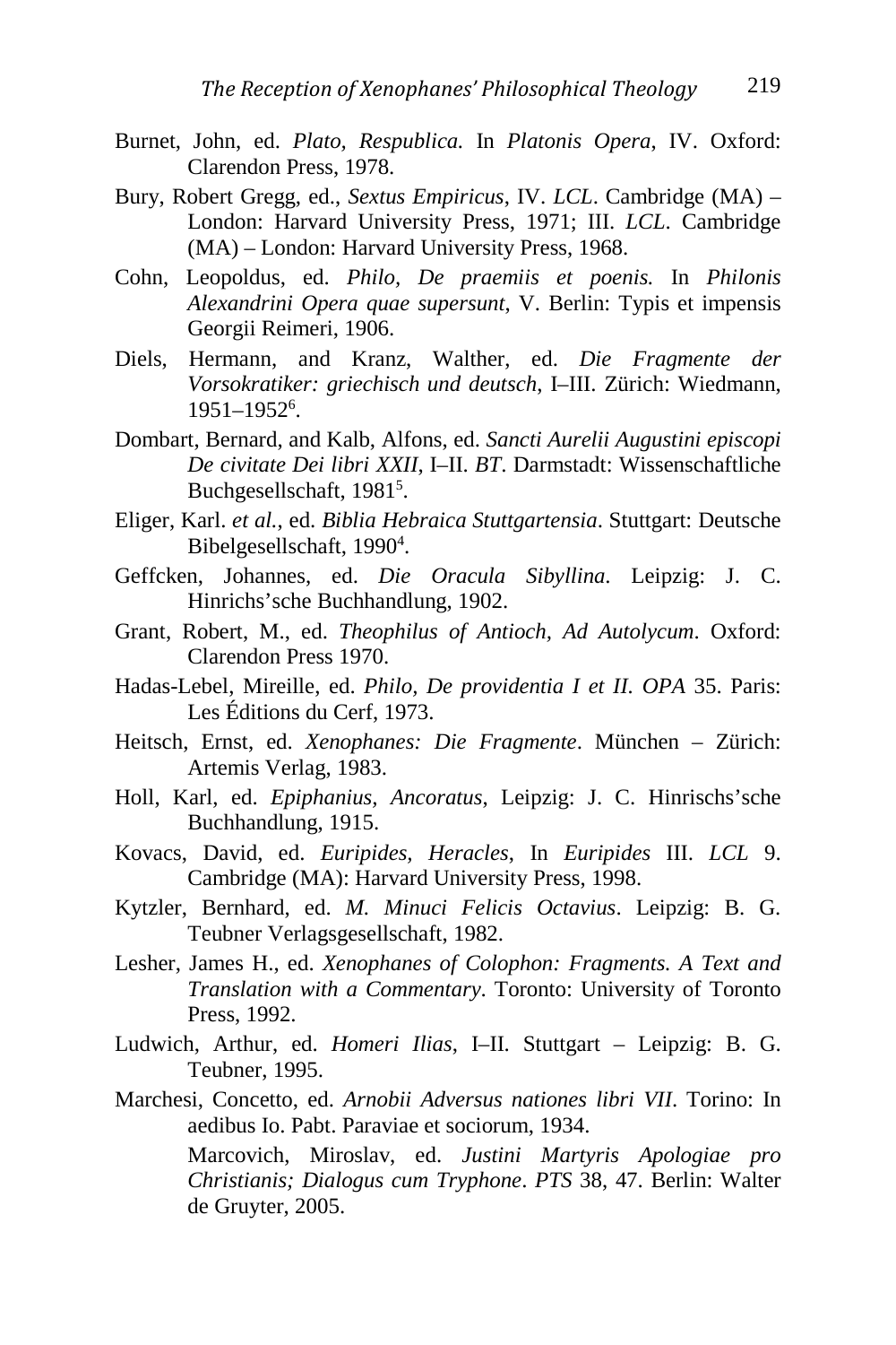Burnet, John, ed. *Plato, Respublica.* In *Platonis Opera*, IV. Oxford: Clarendon Press, 1978.

Bury, Robert Gregg, ed., *Sextus Empiricus*, IV. *LCL*. Cambridge (MA) – London: Harvard University Press, 1971; III. *LCL*. Cambridge (MA) – London: Harvard University Press, 1968.

Cohn, Leopoldus, ed. *Philo, De praemiis et poenis.* In *Philonis Alexandrini Opera quae supersunt*, V. Berlin: Typis et impensis Georgii Reimeri, 1906.

Diels, Hermann, and Kranz, Walther, ed. *Die Fragmente der Vorsokratiker: griechisch und deutsch*, I–III. Zürich: Wiedmann, 1951–1952[6].

Dombart, Bernard, and Kalb, Alfons, ed. *Sancti Aurelii Augustini episcopi De civitate Dei libri XXII*, I–II. *BT*. Darmstadt: Wissenschaftliche Buchgesellschaft, 1981[5].

Eliger, Karl. *et al.*, ed. *Biblia Hebraica Stuttgartensia*. Stuttgart: Deutsche Bibelgesellschaft, 1990[4].

Geffcken, Johannes, ed. *Die Oracula Sibyllina*. Leipzig: J. C. Hinrichs'sche Buchhandlung, 1902.

Grant, Robert, M., ed. *Theophilus of Antioch, Ad Autolycum*. Oxford: Clarendon Press 1970.

Hadas-Lebel, Mireille, ed. *Philo, De providentia I et II. OPA* 35. Paris: Les Éditions du Cerf, 1973.

Heitsch, Ernst, ed. *Xenophanes: Die Fragmente*. München – Zürich: Artemis Verlag, 1983.

Holl, Karl, ed. *Epiphanius, Ancoratus*, Leipzig: J. C. Hinrichs'sche Buchhandlung, 1915.

Kovacs, David, ed. *Euripides, Heracles*, In *Euripides* III. *LCL* 9. Cambridge (MA): Harvard University Press, 1998.

Kytzler, Bernhard, ed. *M. Minuci Felicis Octavius*. Leipzig: B. G. Teubner Verlagsgesellschaft, 1982.

Lesher, James H., ed. *Xenophanes of Colophon: Fragments. A Text and Translation with a Commentary*. Toronto: University of Toronto Press, 1992.

Ludwich, Arthur, ed. *Homeri Ilias*, I–II. Stuttgart – Leipzig: B. G. Teubner, 1995.

Marchesi, Concetto, ed. *Arnobii Adversus nationes libri VII*. Torino: In aedibus Io. Pabt. Paraviae et sociorum, 1934.

Marcovich, Miroslav, ed. *Justini Martyris Apologiae pro Christianis; Dialogus cum Tryphone*. *PTS* 38, 47. Berlin: Walter de Gruyter, 2005.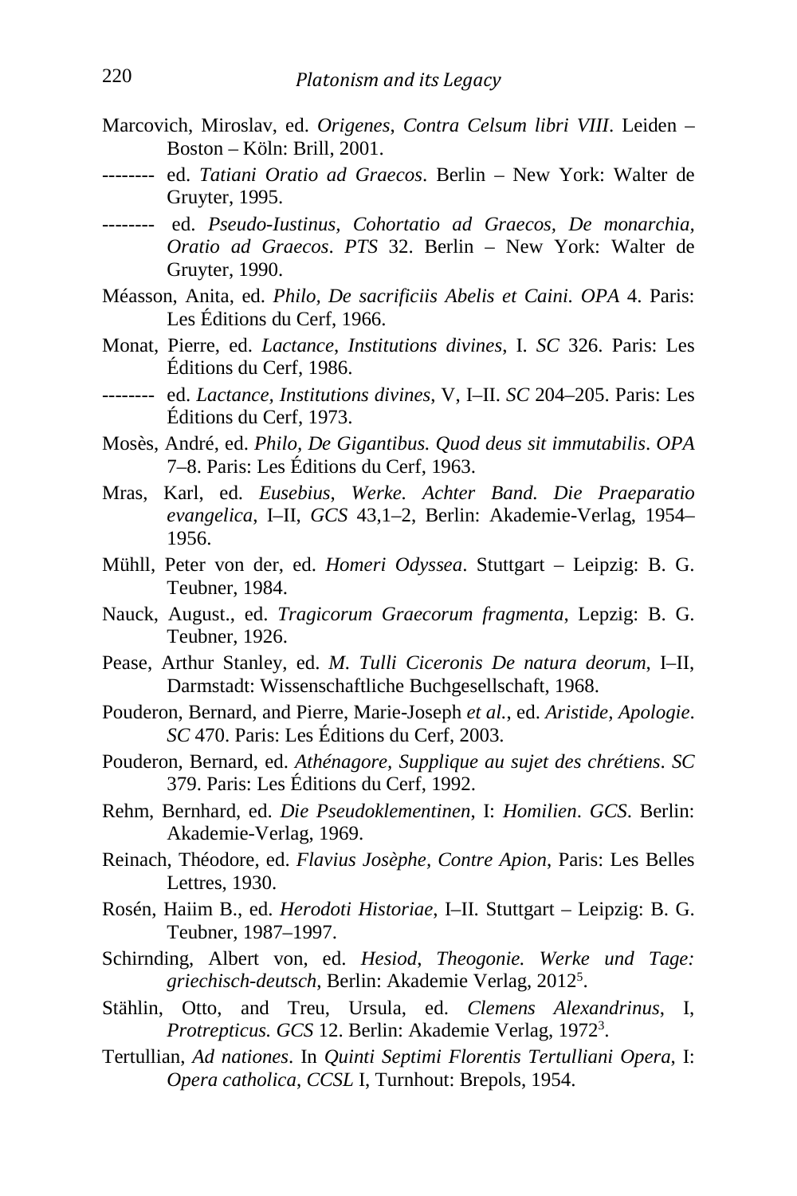Marcovich, Miroslav, ed. *Origenes*, *Contra Celsum libri VIII*. Leiden – Boston – Köln: Brill, 2001.

-------- ed. *Tatiani Oratio ad Graecos*. Berlin – New York: Walter de Gruyter, 1995.

-------- ed. *Pseudo-Iustinus, Cohortatio ad Graecos, De monarchia, Oratio ad Graecos*. *PTS* 32. Berlin – New York: Walter de Gruyter, 1990.

Méasson, Anita, ed. *Philo, De sacrificiis Abelis et Caini. OPA* 4. Paris: Les Éditions du Cerf, 1966.

Monat, Pierre, ed. *Lactance*, *Institutions divines*, I. *SC* 326. Paris: Les Éditions du Cerf, 1986.

-------- ed. *Lactance, Institutions divines*, V, I–II. *SC* 204–205. Paris: Les Éditions du Cerf, 1973.

Mosès, André, ed. *Philo, De Gigantibus. Quod deus sit immutabilis*. *OPA* 7–8. Paris: Les Éditions du Cerf, 1963.

Mras, Karl, ed. *Eusebius*, *Werke. Achter Band. Die Praeparatio evangelica,* I–II, *GCS* 43,1–2, Berlin: Akademie-Verlag, 1954–1956.

Mühll, Peter von der, ed. *Homeri Odyssea*. Stuttgart – Leipzig: B. G. Teubner, 1984.

Nauck, August., ed. *Tragicorum Graecorum fragmenta*, Lepzig: B. G. Teubner, 1926.

Pease, Arthur Stanley, ed. *M. Tulli Ciceronis De natura deorum*, I–II, Darmstadt: Wissenschaftliche Buchgesellschaft, 1968.

Pouderon, Bernard, and Pierre, Marie-Joseph *et al.*, ed. *Aristide, Apologie*. *SC* 470. Paris: Les Éditions du Cerf, 2003.

Pouderon, Bernard, ed. *Athénagore, Supplique au sujet des chrétiens*. *SC* 379. Paris: Les Éditions du Cerf, 1992.

Rehm, Bernhard, ed. *Die Pseudoklementinen*, I: *Homilien*. *GCS*. Berlin: Akademie-Verlag, 1969.

Reinach, Théodore, ed. *Flavius Josèphe, Contre Apion*, Paris: Les Belles Lettres, 1930.

Rosén, Haiim B., ed. *Herodoti Historiae*, I–II. Stuttgart – Leipzig: B. G. Teubner, 1987–1997.

Schirnding, Albert von, ed. *Hesiod*, *Theogonie. Werke und Tage: griechisch-deutsch*, Berlin: Akademie Verlag, 2012[5].

Stählin, Otto, and Treu, Ursula, ed. *Clemens Alexandrinus*, I, *Protrepticus. GCS* 12. Berlin: Akademie Verlag, 1972[3].

Tertullian, *Ad nationes*. In *Quinti Septimi Florentis Tertulliani Opera*, I: *Opera catholica*, *CCSL* I, Turnhout: Brepols, 1954.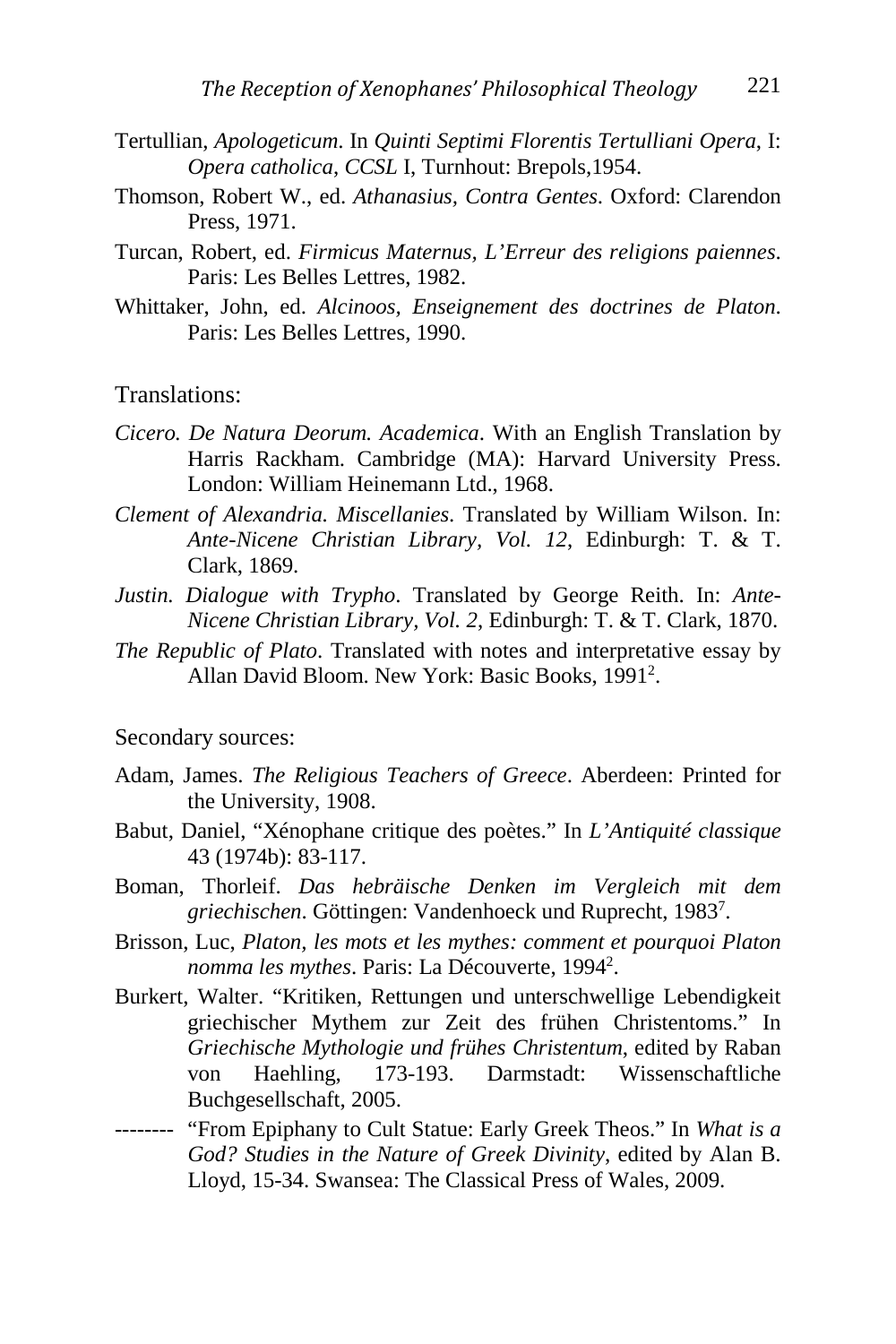Tertullian, *Apologeticum*. In *Quinti Septimi Florentis Tertulliani Opera*, I: *Opera catholica*, *CCSL* I, Turnhout: Brepols,1954.

Thomson, Robert W., ed. *Athanasius, Contra Gentes*. Oxford: Clarendon Press, 1971.

Turcan, Robert, ed. *Firmicus Maternus, L'Erreur des religions paiennes*. Paris: Les Belles Lettres, 1982.

Whittaker, John, ed. *Alcinoos, Enseignement des doctrines de Platon*. Paris: Les Belles Lettres, 1990.

Translations:

*Cicero. De Natura Deorum. Academica*. With an English Translation by Harris Rackham. Cambridge (MA): Harvard University Press. London: William Heinemann Ltd., 1968.

*Clement of Alexandria. Miscellanies*. Translated by William Wilson. In: *Ante-Nicene Christian Library, Vol. 12*, Edinburgh: T. & T. Clark, 1869.

*Justin. Dialogue with Trypho*. Translated by George Reith. In: *Ante-Nicene Christian Library, Vol. 2*, Edinburgh: T. & T. Clark, 1870.

*The Republic of Plato*. Translated with notes and interpretative essay by Allan David Bloom. New York: Basic Books, 1991[2].

Secondary sources:

Adam, James. *The Religious Teachers of Greece*. Aberdeen: Printed for the University, 1908.

Babut, Daniel, "Xénophane critique des poètes." In *L'Antiquité classique* 43 (1974b): 83-117.

Boman, Thorleif. *Das hebräische Denken im Vergleich mit dem griechischen*. Göttingen: Vandenhoeck und Ruprecht, 1983[7].

Brisson, Luc, *Platon, les mots et les mythes: comment et pourquoi Platon nomma les mythes*. Paris: La Découverte, 1994[2].

Burkert, Walter. "Kritiken, Rettungen und unterschwellige Lebendigkeit griechischer Mythem zur Zeit des frühen Christentoms." In *Griechische Mythologie und frühes Christentum*, edited by Raban von Haehling, 173-193. Darmstadt: Wissenschaftliche Buchgesellschaft, 2005.

-------- "From Epiphany to Cult Statue: Early Greek Theos." In *What is a God? Studies in the Nature of Greek Divinity*, edited by Alan B. Lloyd, 15-34. Swansea: The Classical Press of Wales, 2009.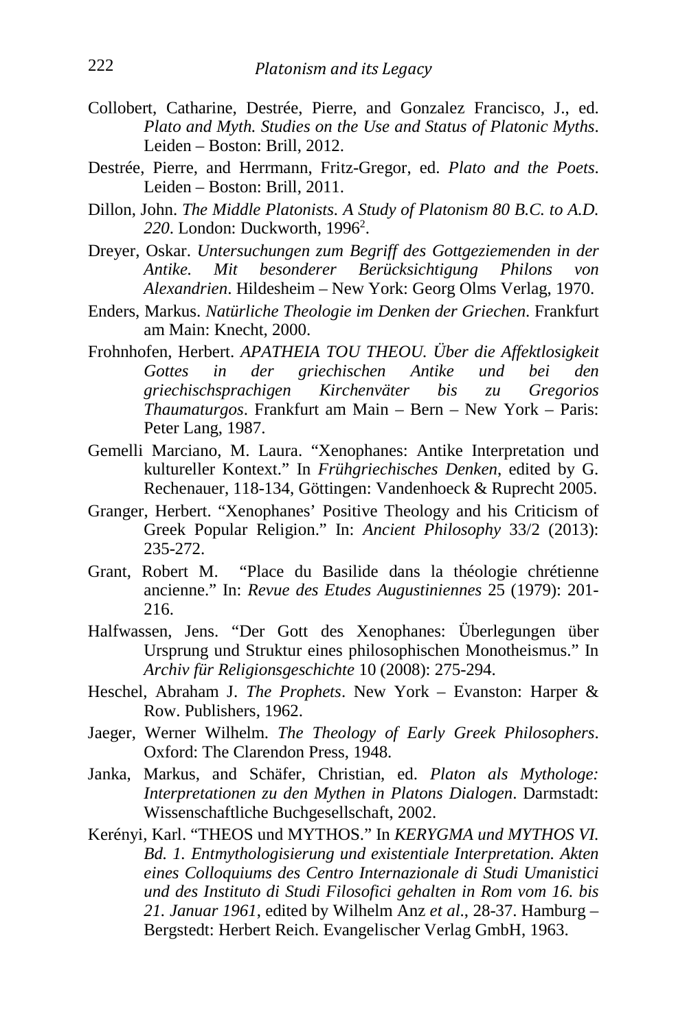Collobert, Catharine, Destrée, Pierre, and Gonzalez Francisco, J., ed. *Plato and Myth. Studies on the Use and Status of Platonic Myths*. Leiden – Boston: Brill, 2012.

Destrée, Pierre, and Herrmann, Fritz-Gregor, ed. *Plato and the Poets*. Leiden – Boston: Brill, 2011.

Dillon, John. *The Middle Platonists. A Study of Platonism 80 B.C. to A.D. 220*. London: Duckworth, 1996[2].

Dreyer, Oskar. *Untersuchungen zum Begriff des Gottgeziemenden in der Antike. Mit besonderer Berücksichtigung Philons von Alexandrien*. Hildesheim – New York: Georg Olms Verlag, 1970.

Enders, Markus. *Natürliche Theologie im Denken der Griechen*. Frankfurt am Main: Knecht, 2000.

Frohnhofen, Herbert. *APATHEIA TOU THEOU. Über die Affektlosigkeit Gottes in der griechischen Antike und bei den griechischsprachigen Kirchenväter bis zu Gregorios Thaumaturgos*. Frankfurt am Main – Bern – New York – Paris: Peter Lang, 1987.

Gemelli Marciano, M. Laura. "Xenophanes: Antike Interpretation und kultureller Kontext." In *Frühgriechisches Denken*, edited by G. Rechenauer, 118-134, Göttingen: Vandenhoeck & Ruprecht 2005.

Granger, Herbert. "Xenophanes' Positive Theology and his Criticism of Greek Popular Religion." In: *Ancient Philosophy* 33/2 (2013): 235-272.

Grant, Robert M. "Place du Basilide dans la théologie chrétienne ancienne." In: *Revue des Etudes Augustiniennes* 25 (1979): 201-216.

Halfwassen, Jens. "Der Gott des Xenophanes: Überlegungen über Ursprung und Struktur eines philosophischen Monotheismus." In *Archiv für Religionsgeschichte* 10 (2008): 275-294.

Heschel, Abraham J. *The Prophets*. New York – Evanston: Harper & Row. Publishers, 1962.

Jaeger, Werner Wilhelm. *The Theology of Early Greek Philosophers*. Oxford: The Clarendon Press, 1948.

Janka, Markus, and Schäfer, Christian, ed. *Platon als Mythologe: Interpretationen zu den Mythen in Platons Dialogen*. Darmstadt: Wissenschaftliche Buchgesellschaft, 2002.

Kerényi, Karl. "THEOS und MYTHOS." In *KERYGMA und MYTHOS VI. Bd. 1. Entmythologisierung und existentiale Interpretation. Akten eines Colloquiums des Centro Internazionale di Studi Umanistici und des Instituto di Studi Filosofici gehalten in Rom vom 16. bis 21. Januar 1961*, edited by Wilhelm Anz *et al*., 28-37. Hamburg – Bergstedt: Herbert Reich. Evangelischer Verlag GmbH, 1963.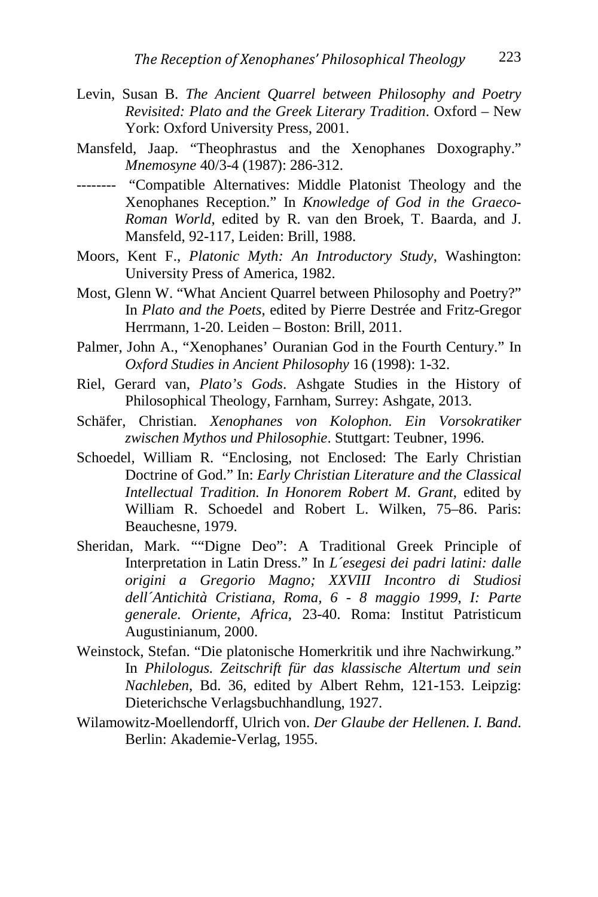Levin, Susan B. *The Ancient Quarrel between Philosophy and Poetry Revisited: Plato and the Greek Literary Tradition*. Oxford – New York: Oxford University Press, 2001.

Mansfeld, Jaap. "Theophrastus and the Xenophanes Doxography." *Mnemosyne* 40/3-4 (1987): 286-312.

-------- "Compatible Alternatives: Middle Platonist Theology and the Xenophanes Reception." In *Knowledge of God in the Graeco-Roman World*, edited by R. van den Broek, T. Baarda, and J. Mansfeld, 92-117, Leiden: Brill, 1988.

Moors, Kent F., *Platonic Myth: An Introductory Study*, Washington: University Press of America, 1982.

Most, Glenn W. "What Ancient Quarrel between Philosophy and Poetry?" In *Plato and the Poets*, edited by Pierre Destrée and Fritz-Gregor Herrmann, 1-20. Leiden – Boston: Brill, 2011.

Palmer, John A., "Xenophanes' Ouranian God in the Fourth Century." In *Oxford Studies in Ancient Philosophy* 16 (1998): 1-32.

Riel, Gerard van, *Plato's Gods*. Ashgate Studies in the History of Philosophical Theology, Farnham, Surrey: Ashgate, 2013.

Schäfer, Christian. *Xenophanes von Kolophon. Ein Vorsokratiker zwischen Mythos und Philosophie*. Stuttgart: Teubner, 1996.

Schoedel, William R. "Enclosing, not Enclosed: The Early Christian Doctrine of God." In: *Early Christian Literature and the Classical Intellectual Tradition. In Honorem Robert M. Grant*, edited by William R. Schoedel and Robert L. Wilken, 75–86. Paris: Beauchesne, 1979.

Sheridan, Mark. ""Digne Deo": A Traditional Greek Principle of Interpretation in Latin Dress." In *L´esegesi dei padri latini: dalle origini a Gregorio Magno; XXVIII Incontro di Studiosi dell´Antichità Cristiana, Roma, 6 - 8 maggio 1999, I: Parte generale. Oriente, Africa*, 23-40. Roma: Institut Patristicum Augustinianum, 2000.

Weinstock, Stefan. "Die platonische Homerkritik und ihre Nachwirkung." In *Philologus. Zeitschrift für das klassische Altertum und sein Nachleben*, Bd. 36, edited by Albert Rehm, 121-153. Leipzig: Dieterichsche Verlagsbuchhandlung, 1927.

Wilamowitz-Moellendorff, Ulrich von. *Der Glaube der Hellenen. I. Band*. Berlin: Akademie-Verlag, 1955.